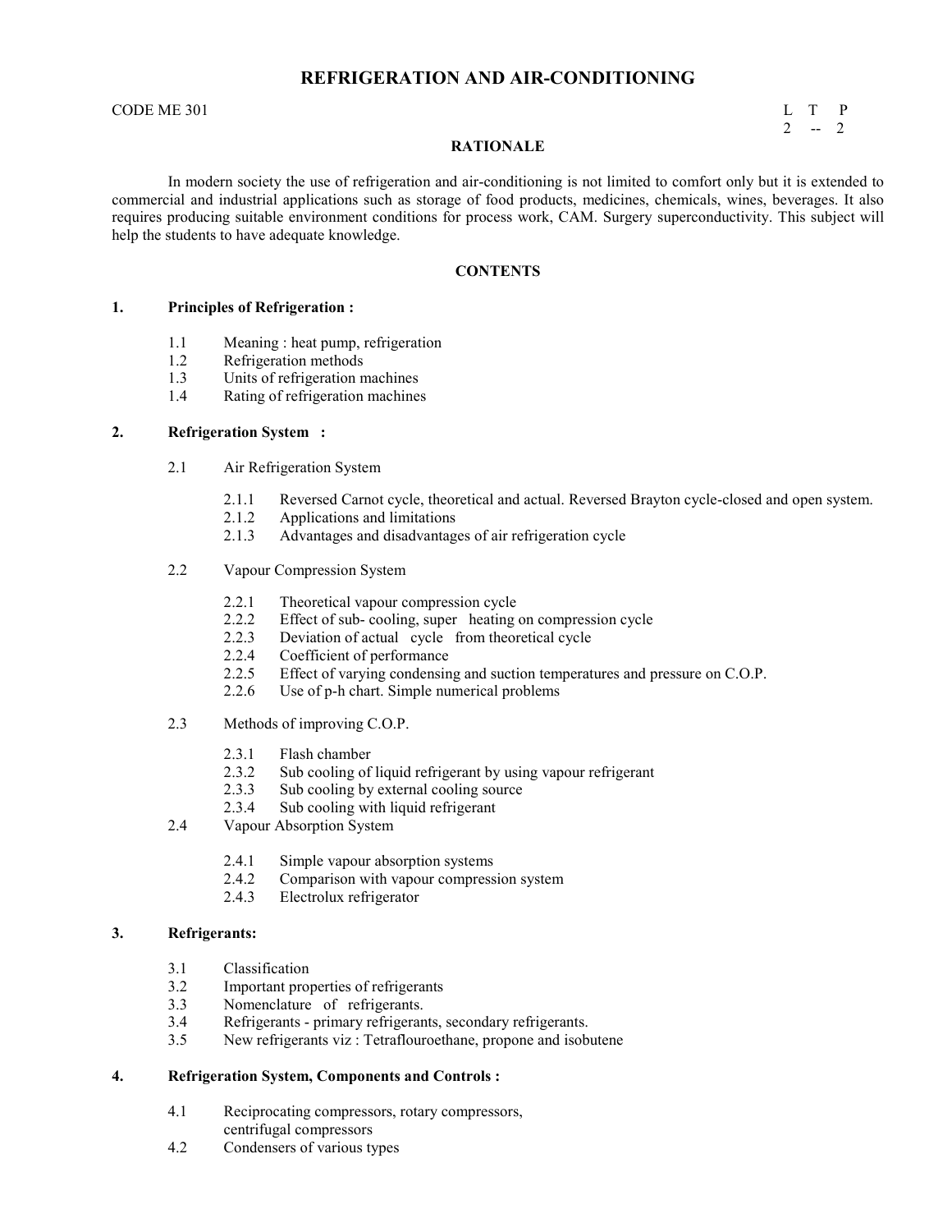# REFRIGERATION AND AIR-CONDITIONING

CODE ME 301

| L | T | P |
|---|---|---|
| 2 | -- | 2 |

## RATIONALE

In modern society the use of refrigeration and air-conditioning is not limited to comfort only but it is extended to commercial and industrial applications such as storage of food products, medicines, chemicals, wines, beverages. It also requires producing suitable environment conditions for process work, CAM. Surgery superconductivity. This subject will help the students to have adequate knowledge.

## CONTENTS

### 1. Principles of Refrigeration :

- 1.1 Meaning : heat pump, refrigeration
- 1.2 Refrigeration methods
- 1.3 Units of refrigeration machines
- 1.4 Rating of refrigeration machines

### 2. Refrigeration System :

- 2.1 Air Refrigeration System
  - 2.1.1 Reversed Carnot cycle, theoretical and actual. Reversed Brayton cycle-closed and open system.
  - 2.1.2 Applications and limitations
  - 2.1.3 Advantages and disadvantages of air refrigeration cycle
- 2.2 Vapour Compression System
  - 2.2.1 Theoretical vapour compression cycle
  - 2.2.2 Effect of sub- cooling, super heating on compression cycle
  - 2.2.3 Deviation of actual cycle from theoretical cycle
  - 2.2.4 Coefficient of performance
  - 2.2.5 Effect of varying condensing and suction temperatures and pressure on C.O.P.
  - 2.2.6 Use of p-h chart. Simple numerical problems
- 2.3 Methods of improving C.O.P.
  - 2.3.1 Flash chamber
  - 2.3.2 Sub cooling of liquid refrigerant by using vapour refrigerant
  - 2.3.3 Sub cooling by external cooling source
  - 2.3.4 Sub cooling with liquid refrigerant
- 2.4 Vapour Absorption System
  - 2.4.1 Simple vapour absorption systems
  - 2.4.2 Comparison with vapour compression system
  - 2.4.3 Electrolux refrigerator

### 3. Refrigerants:

- 3.1 Classification
- 3.2 Important properties of refrigerants
- 3.3 Nomenclature of refrigerants.
- 3.4 Refrigerants - primary refrigerants, secondary refrigerants.
- 3.5 New refrigerants viz : Tetraflouroethane, propone and isobutene

### 4. Refrigeration System, Components and Controls :

- 4.1 Reciprocating compressors, rotary compressors, centrifugal compressors
- 4.2 Condensers of various types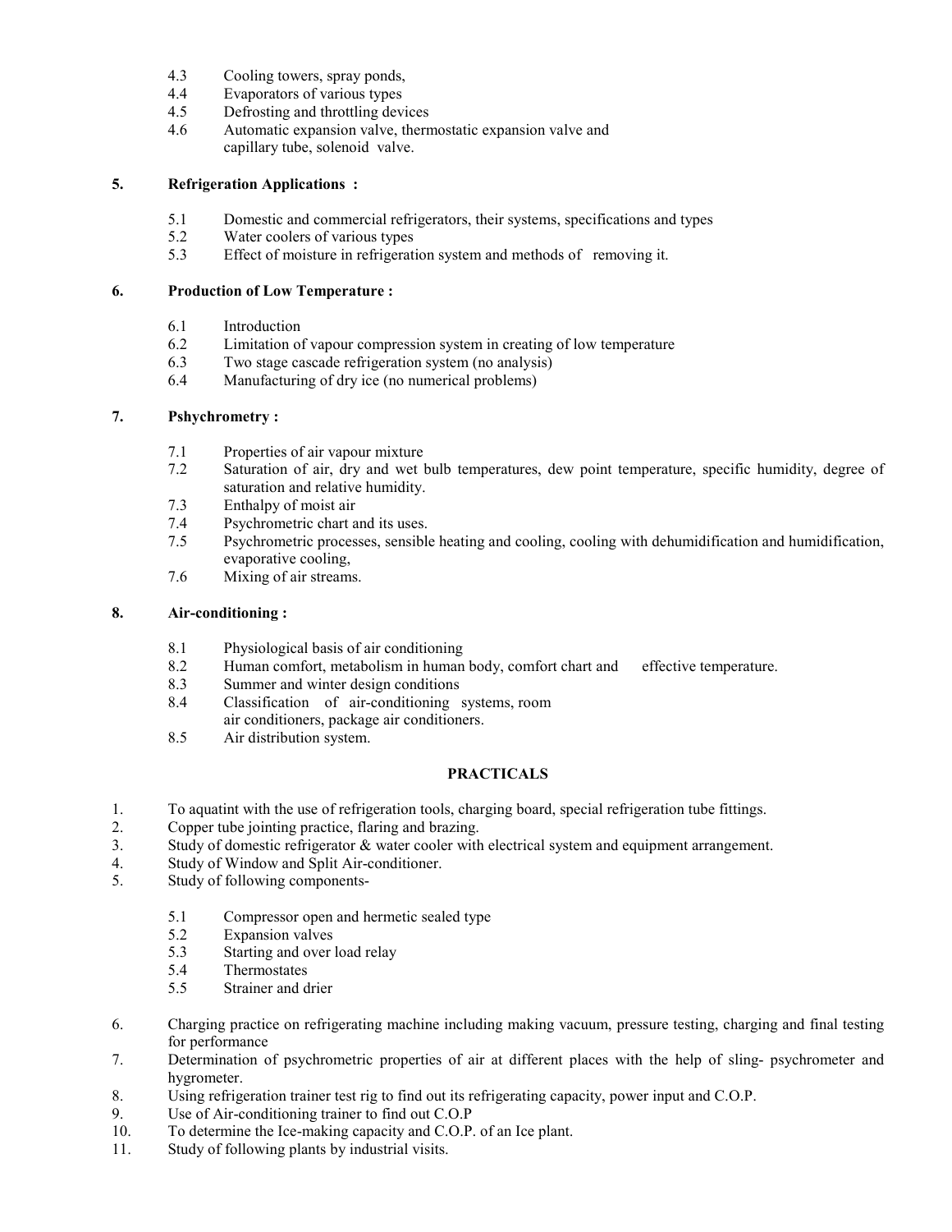4.3 Cooling towers, spray ponds,
4.4 Evaporators of various types
4.5 Defrosting and throttling devices
4.6 Automatic expansion valve, thermostatic expansion valve and capillary tube, solenoid valve.

**5. Refrigeration Applications :**

5.1 Domestic and commercial refrigerators, their systems, specifications and types
5.2 Water coolers of various types
5.3 Effect of moisture in refrigeration system and methods of removing it.

**6. Production of Low Temperature :**

6.1 Introduction
6.2 Limitation of vapour compression system in creating of low temperature
6.3 Two stage cascade refrigeration system (no analysis)
6.4 Manufacturing of dry ice (no numerical problems)

**7. Pshychrometry :**

7.1 Properties of air vapour mixture
7.2 Saturation of air, dry and wet bulb temperatures, dew point temperature, specific humidity, degree of saturation and relative humidity.
7.3 Enthalpy of moist air
7.4 Psychrometric chart and its uses.
7.5 Psychrometric processes, sensible heating and cooling, cooling with dehumidification and humidification, evaporative cooling,
7.6 Mixing of air streams.

**8. Air-conditioning :**

8.1 Physiological basis of air conditioning
8.2 Human comfort, metabolism in human body, comfort chart and effective temperature.
8.3 Summer and winter design conditions
8.4 Classification of air-conditioning systems, room air conditioners, package air conditioners.
8.5 Air distribution system.

## PRACTICALS

1. To aquatint with the use of refrigeration tools, charging board, special refrigeration tube fittings.
2. Copper tube jointing practice, flaring and brazing.
3. Study of domestic refrigerator & water cooler with electrical system and equipment arrangement.
4. Study of Window and Split Air-conditioner.
5. Study of following components-

   5.1 Compressor open and hermetic sealed type
   5.2 Expansion valves
   5.3 Starting and over load relay
   5.4 Thermostates
   5.5 Strainer and drier

6. Charging practice on refrigerating machine including making vacuum, pressure testing, charging and final testing for performance
7. Determination of psychrometric properties of air at different places with the help of sling- psychrometer and hygrometer.
8. Using refrigeration trainer test rig to find out its refrigerating capacity, power input and C.O.P.
9. Use of Air-conditioning trainer to find out C.O.P
10. To determine the Ice-making capacity and C.O.P. of an Ice plant.
11. Study of following plants by industrial visits.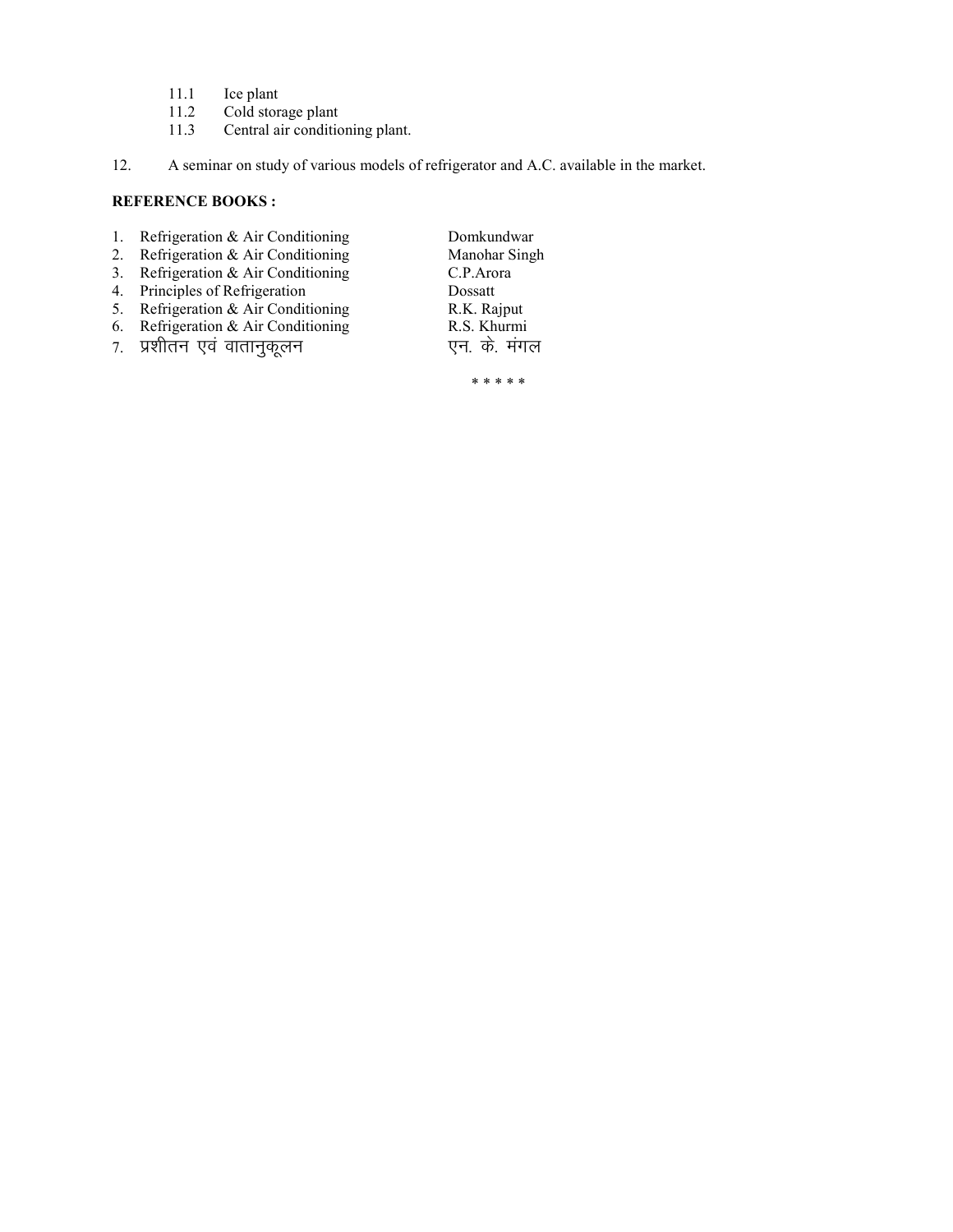11.1 Ice plant
11.2 Cold storage plant
11.3 Central air conditioning plant.

12. A seminar on study of various models of refrigerator and A.C. available in the market.

**REFERENCE BOOKS :**

| | | |
|---|---|---|
| 1. | Refrigeration & Air Conditioning | Domkundwar |
| 2. | Refrigeration & Air Conditioning | Manohar Singh |
| 3. | Refrigeration & Air Conditioning | C.P.Arora |
| 4. | Principles of Refrigeration | Dossatt |
| 5. | Refrigeration & Air Conditioning | R.K. Rajput |
| 6. | Refrigeration & Air Conditioning | R.S. Khurmi |
| 7. | प्रशीतन एवं वातानुकूलन | एन. के. मंगल |

* * * * *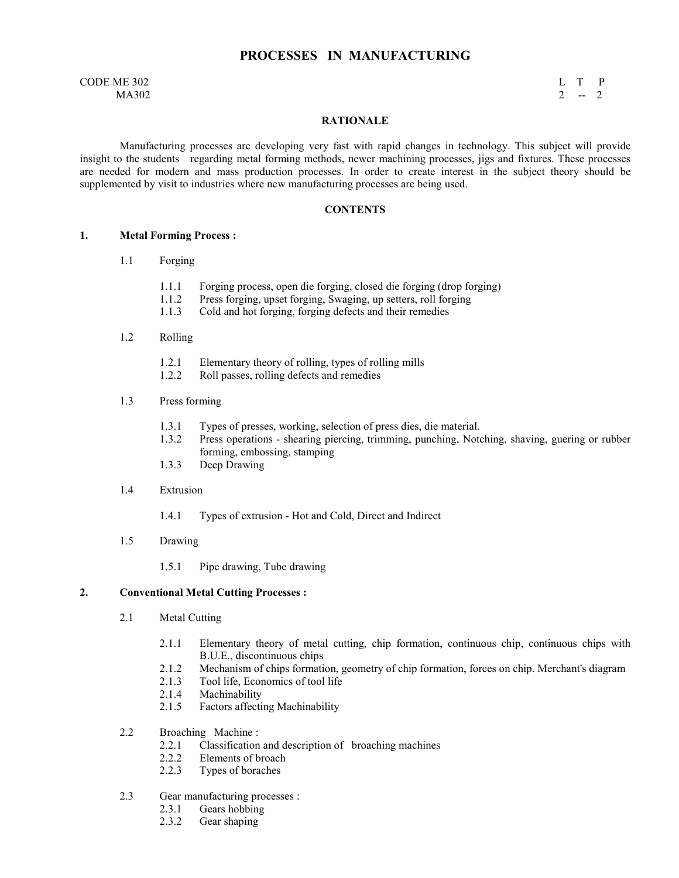# PROCESSES IN MANUFACTURING

CODE ME 302
MA302

| L | T | P |
|---|---|---|
| 2 | -- | 2 |

## RATIONALE

Manufacturing processes are developing very fast with rapid changes in technology. This subject will provide insight to the students regarding metal forming methods, newer machining processes, jigs and fixtures. These processes are needed for modern and mass production processes. In order to create interest in the subject theory should be supplemented by visit to industries where new manufacturing processes are being used.

## CONTENTS

### 1. Metal Forming Process :

1.1 Forging

- 1.1.1 Forging process, open die forging, closed die forging (drop forging)
- 1.1.2 Press forging, upset forging, Swaging, up setters, roll forging
- 1.1.3 Cold and hot forging, forging defects and their remedies

1.2 Rolling

- 1.2.1 Elementary theory of rolling, types of rolling mills
- 1.2.2 Roll passes, rolling defects and remedies

1.3 Press forming

- 1.3.1 Types of presses, working, selection of press dies, die material.
- 1.3.2 Press operations - shearing piercing, trimming, punching, Notching, shaving, guering or rubber forming, embossing, stamping
- 1.3.3 Deep Drawing

1.4 Extrusion

- 1.4.1 Types of extrusion - Hot and Cold, Direct and Indirect

1.5 Drawing

- 1.5.1 Pipe drawing, Tube drawing

### 2. Conventional Metal Cutting Processes :

2.1 Metal Cutting

- 2.1.1 Elementary theory of metal cutting, chip formation, continuous chip, continuous chips with B.U.E., discontinuous chips
- 2.1.2 Mechanism of chips formation, geometry of chip formation, forces on chip. Merchant's diagram
- 2.1.3 Tool life, Economics of tool life
- 2.1.4 Machinability
- 2.1.5 Factors affecting Machinability

2.2 Broaching Machine :

- 2.2.1 Classification and description of broaching machines
- 2.2.2 Elements of broach
- 2.2.3 Types of boraches

2.3 Gear manufacturing processes :

- 2.3.1 Gears hobbing
- 2.3.2 Gear shaping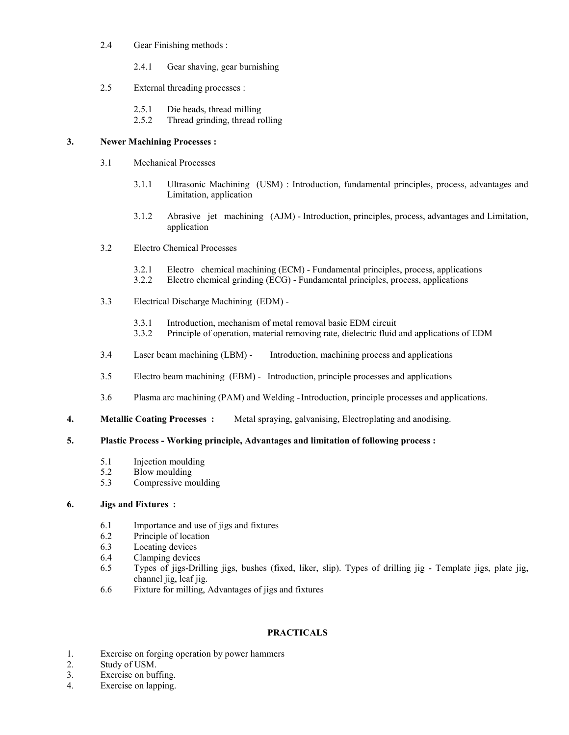2.4 Gear Finishing methods :

2.4.1 Gear shaving, gear burnishing

2.5 External threading processes :

2.5.1 Die heads, thread milling
2.5.2 Thread grinding, thread rolling

**3. Newer Machining Processes :**

3.1 Mechanical Processes

3.1.1 Ultrasonic Machining (USM) : Introduction, fundamental principles, process, advantages and Limitation, application

3.1.2 Abrasive jet machining (AJM) - Introduction, principles, process, advantages and Limitation, application

3.2 Electro Chemical Processes

3.2.1 Electro chemical machining (ECM) - Fundamental principles, process, applications
3.2.2 Electro chemical grinding (ECG) - Fundamental principles, process, applications

3.3 Electrical Discharge Machining (EDM) -

3.3.1 Introduction, mechanism of metal removal basic EDM circuit
3.3.2 Principle of operation, material removing rate, dielectric fluid and applications of EDM

3.4 Laser beam machining (LBM) - Introduction, machining process and applications

3.5 Electro beam machining (EBM) - Introduction, principle processes and applications

3.6 Plasma arc machining (PAM) and Welding - Introduction, principle processes and applications.

**4. Metallic Coating Processes :** Metal spraying, galvanising, Electroplating and anodising.

**5. Plastic Process - Working principle, Advantages and limitation of following process :**

5.1 Injection moulding
5.2 Blow moulding
5.3 Compressive moulding

**6. Jigs and Fixtures :**

6.1 Importance and use of jigs and fixtures
6.2 Principle of location
6.3 Locating devices
6.4 Clamping devices
6.5 Types of jigs-Drilling jigs, bushes (fixed, liker, slip). Types of drilling jig - Template jigs, plate jig, channel jig, leaf jig.
6.6 Fixture for milling, Advantages of jigs and fixtures

## PRACTICALS

1. Exercise on forging operation by power hammers
2. Study of USM.
3. Exercise on buffing.
4. Exercise on lapping.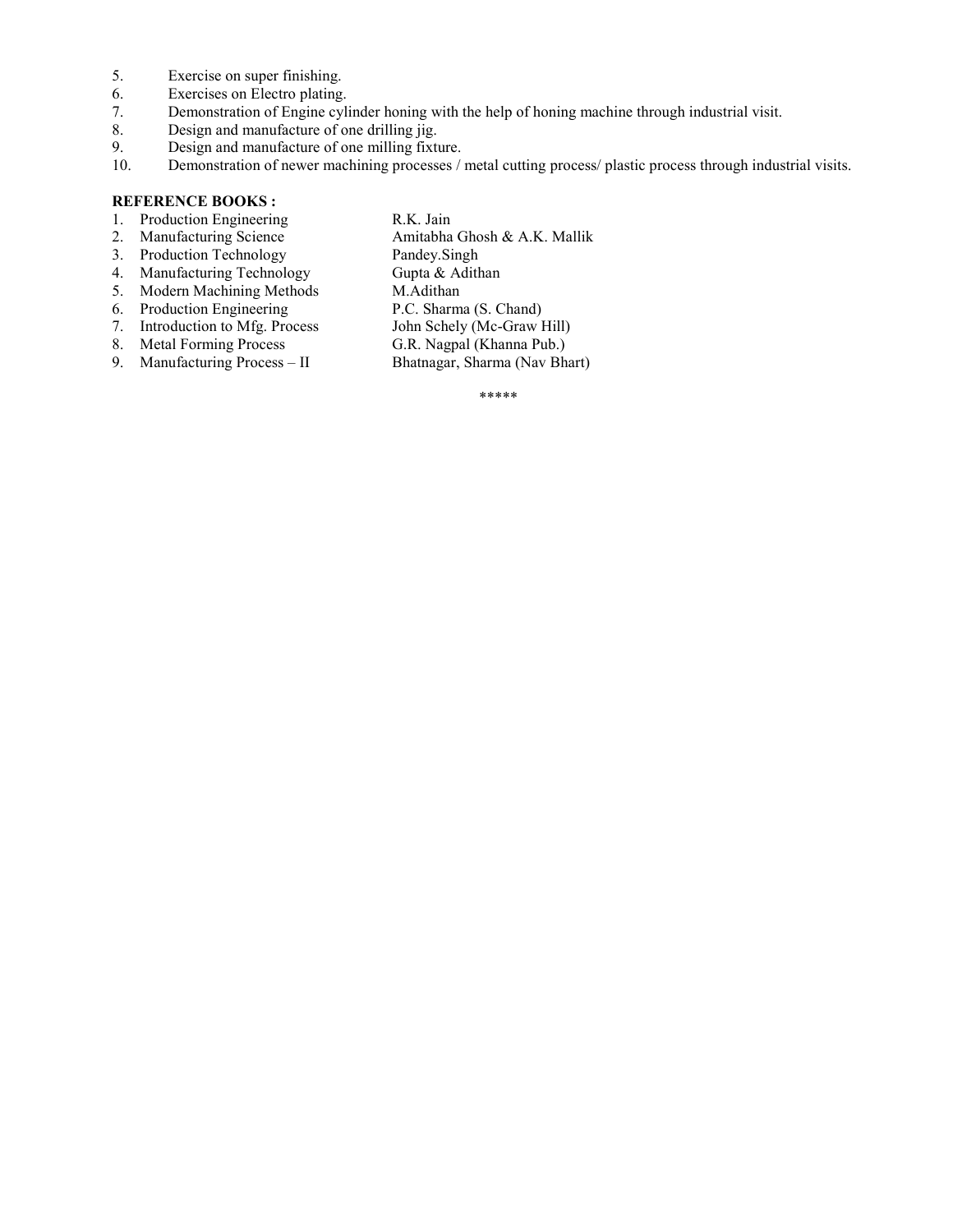5. Exercise on super finishing.
6. Exercises on Electro plating.
7. Demonstration of Engine cylinder honing with the help of honing machine through industrial visit.
8. Design and manufacture of one drilling jig.
9. Design and manufacture of one milling fixture.
10. Demonstration of newer machining processes / metal cutting process/ plastic process through industrial visits.

**REFERENCE BOOKS :**

| | Title | Author |
|---|---|---|
| 1. | Production Engineering | R.K. Jain |
| 2. | Manufacturing Science | Amitabha Ghosh & A.K. Mallik |
| 3. | Production Technology | Pandey.Singh |
| 4. | Manufacturing Technology | Gupta & Adithan |
| 5. | Modern Machining Methods | M.Adithan |
| 6. | Production Engineering | P.C. Sharma (S. Chand) |
| 7. | Introduction to Mfg. Process | John Schely (Mc-Graw Hill) |
| 8. | Metal Forming Process | G.R. Nagpal (Khanna Pub.) |
| 9. | Manufacturing Process – II | Bhatnagar, Sharma (Nav Bhart) |

*****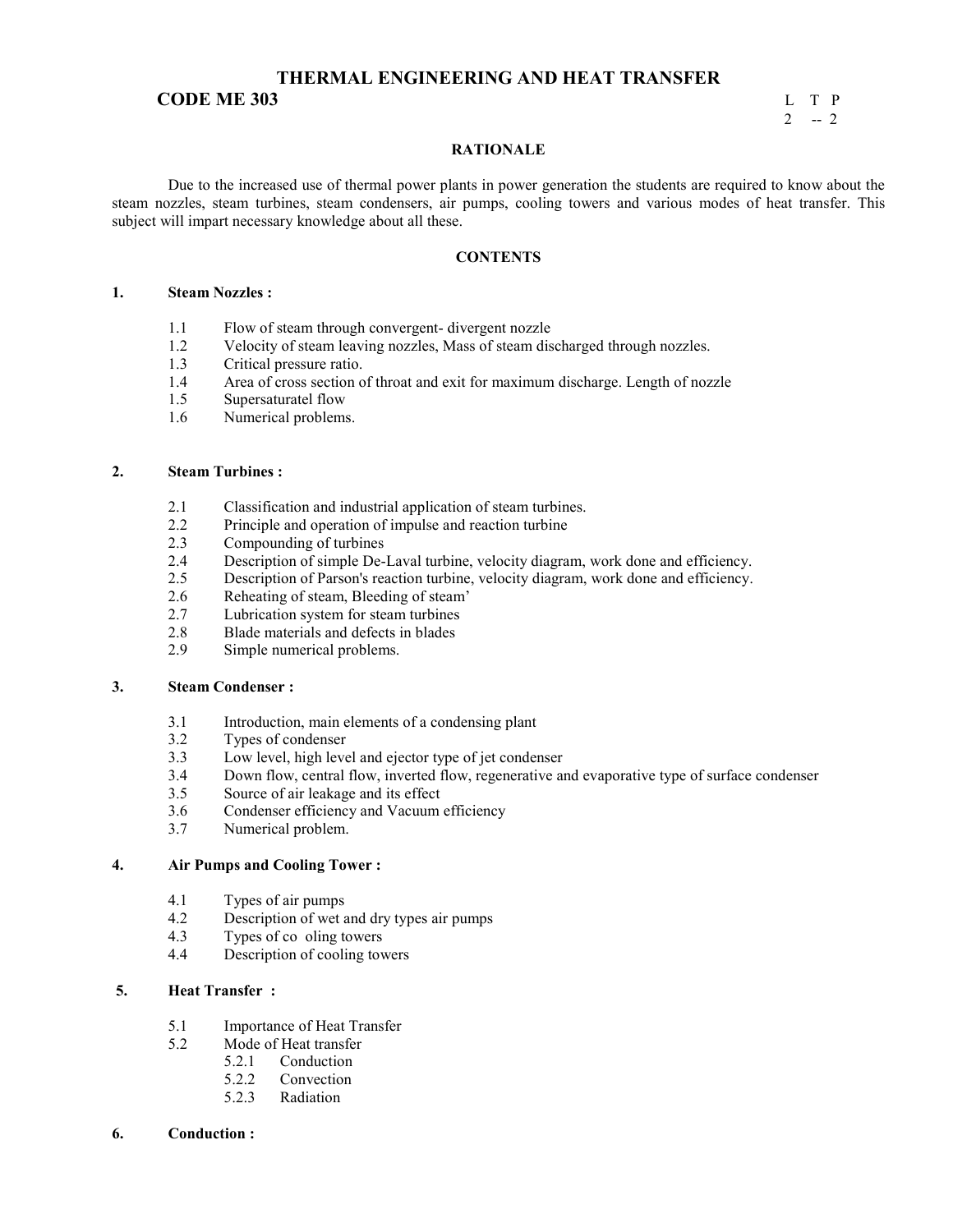# THERMAL ENGINEERING AND HEAT TRANSFER

**CODE ME 303**

| L | T | P |
|---|---|---|
| 2 | -- | 2 |

## RATIONALE

Due to the increased use of thermal power plants in power generation the students are required to know about the steam nozzles, steam turbines, steam condensers, air pumps, cooling towers and various modes of heat transfer. This subject will impart necessary knowledge about all these.

## CONTENTS

### 1. Steam Nozzles :

- 1.1 Flow of steam through convergent- divergent nozzle
- 1.2 Velocity of steam leaving nozzles, Mass of steam discharged through nozzles.
- 1.3 Critical pressure ratio.
- 1.4 Area of cross section of throat and exit for maximum discharge. Length of nozzle
- 1.5 Supersaturatel flow
- 1.6 Numerical problems.

### 2. Steam Turbines :

- 2.1 Classification and industrial application of steam turbines.
- 2.2 Principle and operation of impulse and reaction turbine
- 2.3 Compounding of turbines
- 2.4 Description of simple De-Laval turbine, velocity diagram, work done and efficiency.
- 2.5 Description of Parson's reaction turbine, velocity diagram, work done and efficiency.
- 2.6 Reheating of steam, Bleeding of steam'
- 2.7 Lubrication system for steam turbines
- 2.8 Blade materials and defects in blades
- 2.9 Simple numerical problems.

### 3. Steam Condenser :

- 3.1 Introduction, main elements of a condensing plant
- 3.2 Types of condenser
- 3.3 Low level, high level and ejector type of jet condenser
- 3.4 Down flow, central flow, inverted flow, regenerative and evaporative type of surface condenser
- 3.5 Source of air leakage and its effect
- 3.6 Condenser efficiency and Vacuum efficiency
- 3.7 Numerical problem.

### 4. Air Pumps and Cooling Tower :

- 4.1 Types of air pumps
- 4.2 Description of wet and dry types air pumps
- 4.3 Types of co oling towers
- 4.4 Description of cooling towers

### 5. Heat Transfer :

- 5.1 Importance of Heat Transfer
- 5.2 Mode of Heat transfer
  - 5.2.1 Conduction
  - 5.2.2 Convection
  - 5.2.3 Radiation

### 6. Conduction :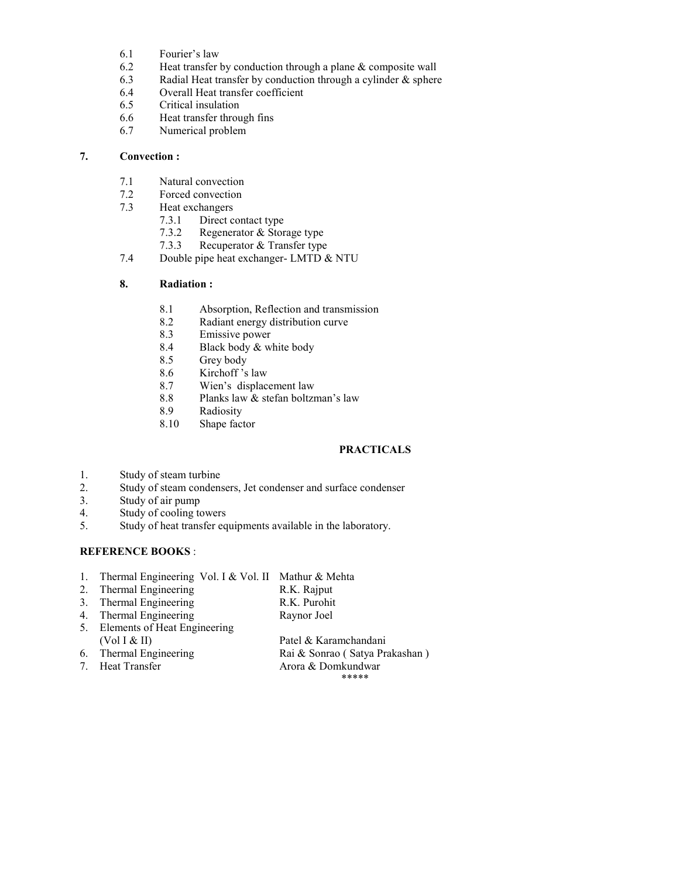- 6.1 Fourier's law
- 6.2 Heat transfer by conduction through a plane & composite wall
- 6.3 Radial Heat transfer by conduction through a cylinder & sphere
- 6.4 Overall Heat transfer coefficient
- 6.5 Critical insulation
- 6.6 Heat transfer through fins
- 6.7 Numerical problem

**7. Convection :**

- 7.1 Natural convection
- 7.2 Forced convection
- 7.3 Heat exchangers
  - 7.3.1 Direct contact type
  - 7.3.2 Regenerator & Storage type
  - 7.3.3 Recuperator & Transfer type
- 7.4 Double pipe heat exchanger- LMTD & NTU

**8. Radiation :**

- 8.1 Absorption, Reflection and transmission
- 8.2 Radiant energy distribution curve
- 8.3 Emissive power
- 8.4 Black body & white body
- 8.5 Grey body
- 8.6 Kirchoff 's law
- 8.7 Wien's displacement law
- 8.8 Planks law & stefan boltzman's law
- 8.9 Radiosity
- 8.10 Shape factor

**PRACTICALS**

1. Study of steam turbine
2. Study of steam condensers, Jet condenser and surface condenser
3. Study of air pump
4. Study of cooling towers
5. Study of heat transfer equipments available in the laboratory.

**REFERENCE BOOKS** :

| | Title | Author |
|---|---|---|
| 1. | Thermal Engineering Vol. I & Vol. II | Mathur & Mehta |
| 2. | Thermal Engineering | R.K. Rajput |
| 3. | Thermal Engineering | R.K. Purohit |
| 4. | Thermal Engineering | Raynor Joel |
| 5. | Elements of Heat Engineering (Vol I & II) | Patel & Karamchandani |
| 6. | Thermal Engineering | Rai & Sonrao ( Satya Prakashan ) |
| 7. | Heat Transfer | Arora & Domkundwar |

*****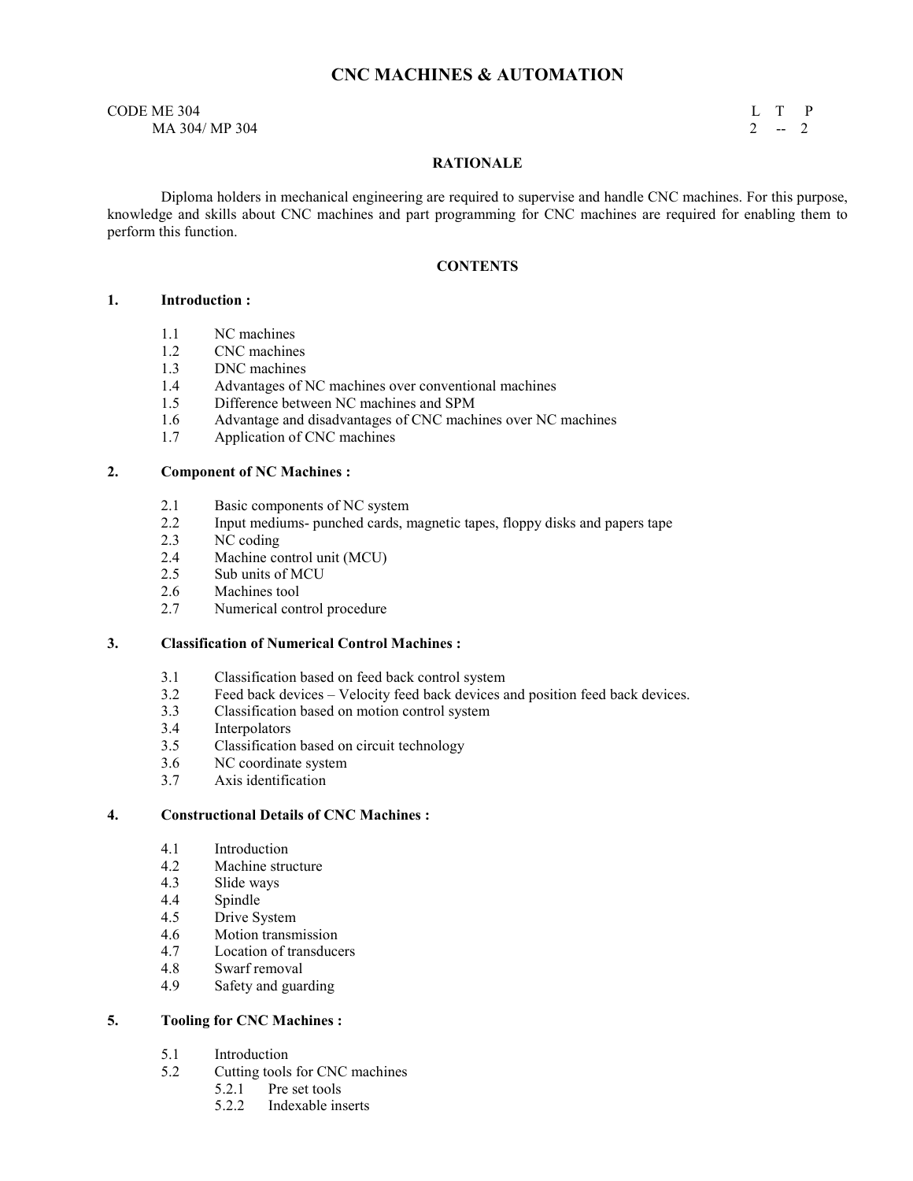# CNC MACHINES & AUTOMATION

CODE ME 304
MA 304/ MP 304

| L | T | P |
|---|---|---|
| 2 | -- | 2 |

## RATIONALE

Diploma holders in mechanical engineering are required to supervise and handle CNC machines. For this purpose, knowledge and skills about CNC machines and part programming for CNC machines are required for enabling them to perform this function.

## CONTENTS

### 1. Introduction :

- 1.1 NC machines
- 1.2 CNC machines
- 1.3 DNC machines
- 1.4 Advantages of NC machines over conventional machines
- 1.5 Difference between NC machines and SPM
- 1.6 Advantage and disadvantages of CNC machines over NC machines
- 1.7 Application of CNC machines

### 2. Component of NC Machines :

- 2.1 Basic components of NC system
- 2.2 Input mediums- punched cards, magnetic tapes, floppy disks and papers tape
- 2.3 NC coding
- 2.4 Machine control unit (MCU)
- 2.5 Sub units of MCU
- 2.6 Machines tool
- 2.7 Numerical control procedure

### 3. Classification of Numerical Control Machines :

- 3.1 Classification based on feed back control system
- 3.2 Feed back devices – Velocity feed back devices and position feed back devices.
- 3.3 Classification based on motion control system
- 3.4 Interpolators
- 3.5 Classification based on circuit technology
- 3.6 NC coordinate system
- 3.7 Axis identification

### 4. Constructional Details of CNC Machines :

- 4.1 Introduction
- 4.2 Machine structure
- 4.3 Slide ways
- 4.4 Spindle
- 4.5 Drive System
- 4.6 Motion transmission
- 4.7 Location of transducers
- 4.8 Swarf removal
- 4.9 Safety and guarding

### 5. Tooling for CNC Machines :

- 5.1 Introduction
- 5.2 Cutting tools for CNC machines
  - 5.2.1 Pre set tools
  - 5.2.2 Indexable inserts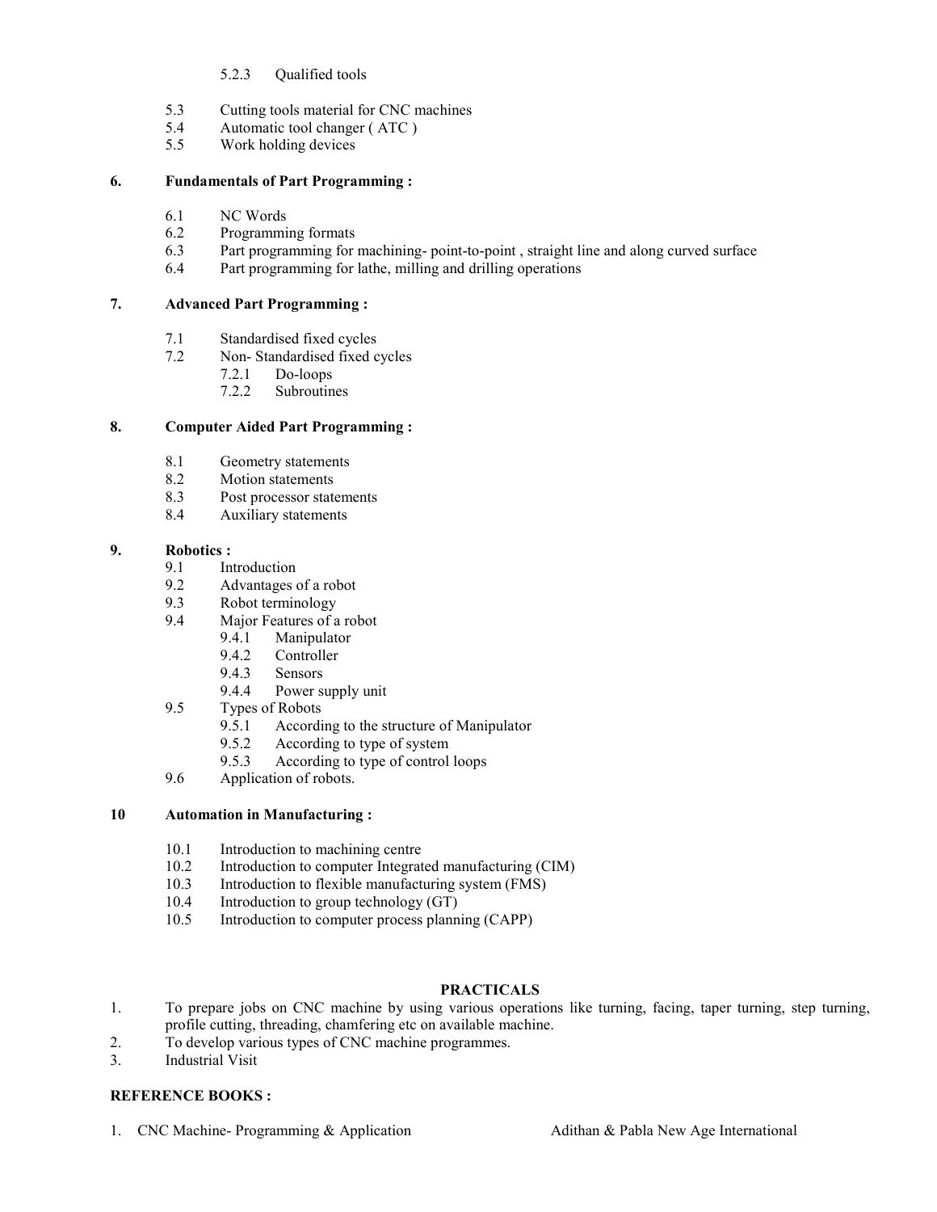- 5.2.3 Qualified tools
- 5.3 Cutting tools material for CNC machines
- 5.4 Automatic tool changer ( ATC )
- 5.5 Work holding devices

**6. Fundamentals of Part Programming :**

- 6.1 NC Words
- 6.2 Programming formats
- 6.3 Part programming for machining- point-to-point , straight line and along curved surface
- 6.4 Part programming for lathe, milling and drilling operations

**7. Advanced Part Programming :**

- 7.1 Standardised fixed cycles
- 7.2 Non- Standardised fixed cycles
  - 7.2.1 Do-loops
  - 7.2.2 Subroutines

**8. Computer Aided Part Programming :**

- 8.1 Geometry statements
- 8.2 Motion statements
- 8.3 Post processor statements
- 8.4 Auxiliary statements

**9. Robotics :**

- 9.1 Introduction
- 9.2 Advantages of a robot
- 9.3 Robot terminology
- 9.4 Major Features of a robot
  - 9.4.1 Manipulator
  - 9.4.2 Controller
  - 9.4.3 Sensors
  - 9.4.4 Power supply unit
- 9.5 Types of Robots
  - 9.5.1 According to the structure of Manipulator
  - 9.5.2 According to type of system
  - 9.5.3 According to type of control loops
- 9.6 Application of robots.

**10 Automation in Manufacturing :**

- 10.1 Introduction to machining centre
- 10.2 Introduction to computer Integrated manufacturing (CIM)
- 10.3 Introduction to flexible manufacturing system (FMS)
- 10.4 Introduction to group technology (GT)
- 10.5 Introduction to computer process planning (CAPP)

## PRACTICALS

1. To prepare jobs on CNC machine by using various operations like turning, facing, taper turning, step turning, profile cutting, threading, chamfering etc on available machine.
2. To develop various types of CNC machine programmes.
3. Industrial Visit

**REFERENCE BOOKS :**

1. CNC Machine- Programming & Application — Adithan & Pabla New Age International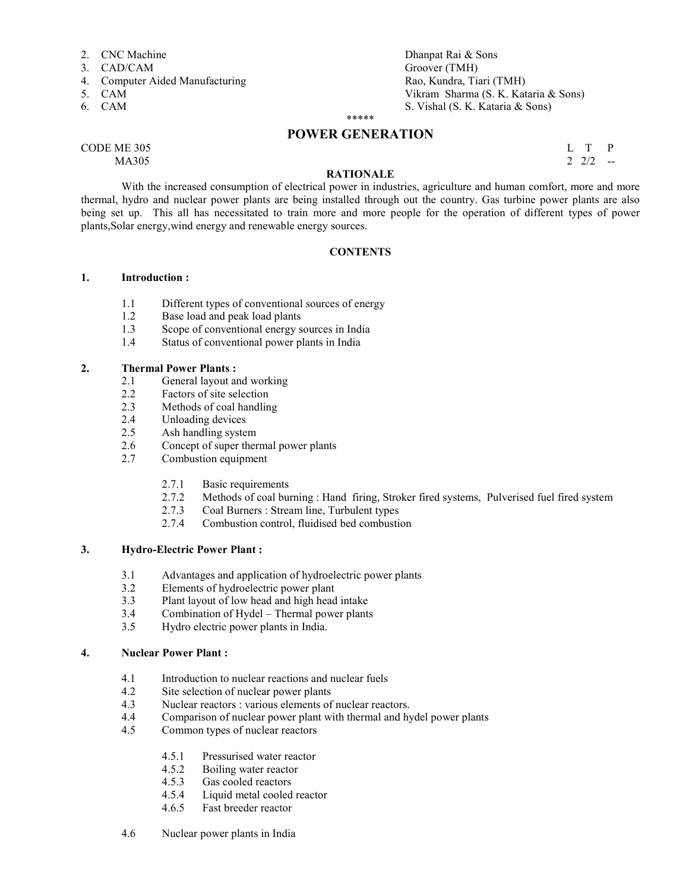2. CNC Machine — Dhanpat Rai & Sons
3. CAD/CAM — Groover (TMH)
4. Computer Aided Manufacturing — Rao, Kundra, Tiari (TMH)
5. CAM — Vikram Sharma (S. K. Kataria & Sons)
6. CAM — S. Vishal (S. K. Kataria & Sons)

*****

## POWER GENERATION

CODE ME 305
MA305

| L | T | P |
|---|---|---|
| 2 | 2/2 | -- |

**RATIONALE**

With the increased consumption of electrical power in industries, agriculture and human comfort, more and more thermal, hydro and nuclear power plants are being installed through out the country. Gas turbine power plants are also being set up. This all has necessitated to train more and more people for the operation of different types of power plants,Solar energy,wind energy and renewable energy sources.

**CONTENTS**

**1. Introduction :**

- 1.1 Different types of conventional sources of energy
- 1.2 Base load and peak load plants
- 1.3 Scope of conventional energy sources in India
- 1.4 Status of conventional power plants in India

**2. Thermal Power Plants :**

- 2.1 General layout and working
- 2.2 Factors of site selection
- 2.3 Methods of coal handling
- 2.4 Unloading devices
- 2.5 Ash handling system
- 2.6 Concept of super thermal power plants
- 2.7 Combustion equipment
  - 2.7.1 Basic requirements
  - 2.7.2 Methods of coal burning : Hand firing, Stroker fired systems, Pulverised fuel fired system
  - 2.7.3 Coal Burners : Stream line, Turbulent types
  - 2.7.4 Combustion control, fluidised bed combustion

**3. Hydro-Electric Power Plant :**

- 3.1 Advantages and application of hydroelectric power plants
- 3.2 Elements of hydroelectric power plant
- 3.3 Plant layout of low head and high head intake
- 3.4 Combination of Hydel – Thermal power plants
- 3.5 Hydro electric power plants in India.

**4. Nuclear Power Plant :**

- 4.1 Introduction to nuclear reactions and nuclear fuels
- 4.2 Site selection of nuclear power plants
- 4.3 Nuclear reactors : various elements of nuclear reactors.
- 4.4 Comparison of nuclear power plant with thermal and hydel power plants
- 4.5 Common types of nuclear reactors
  - 4.5.1 Pressurised water reactor
  - 4.5.2 Boiling water reactor
  - 4.5.3 Gas cooled reactors
  - 4.5.4 Liquid metal cooled reactor
  - 4.6.5 Fast breeder reactor
- 4.6 Nuclear power plants in India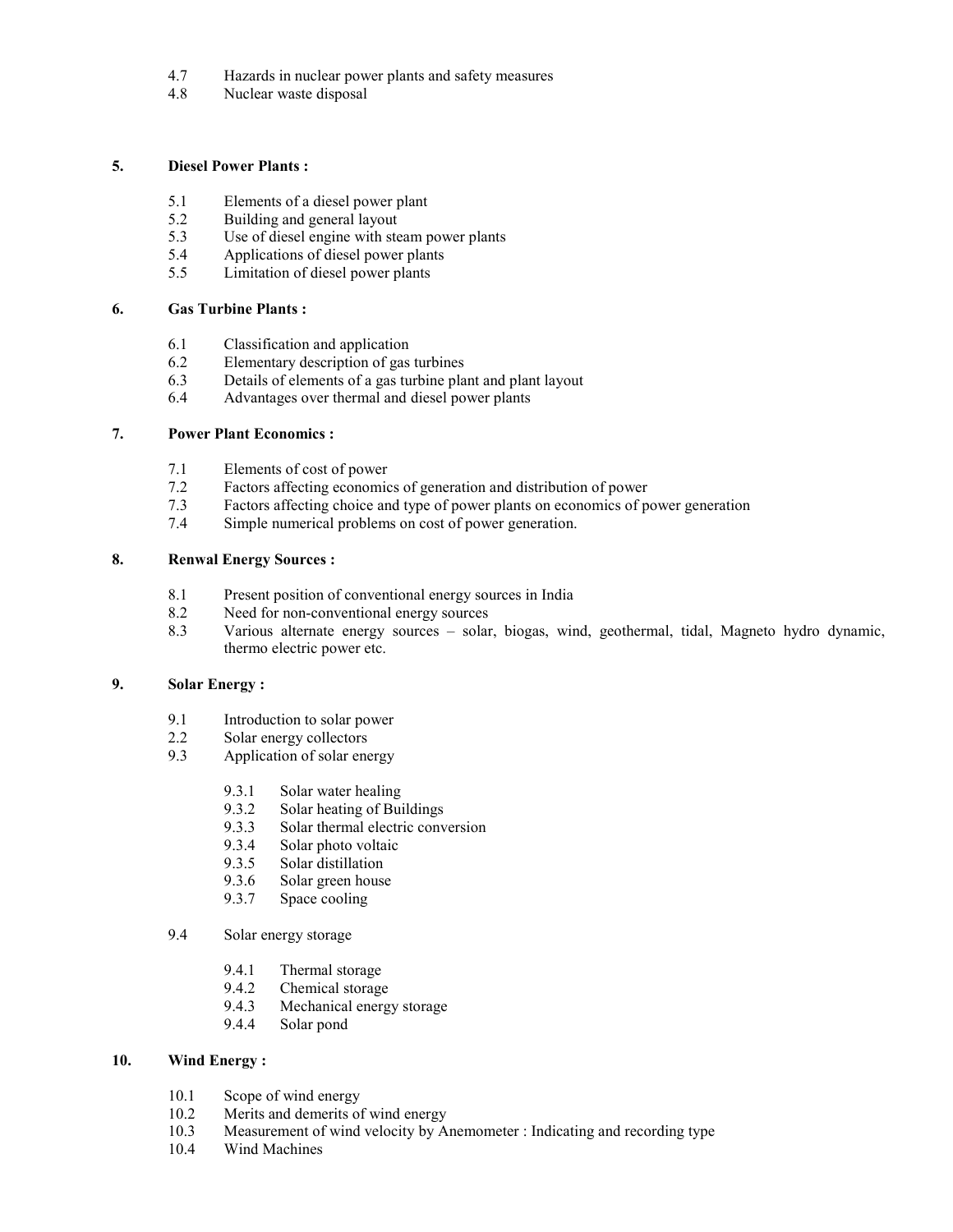4.7 Hazards in nuclear power plants and safety measures
4.8 Nuclear waste disposal

## 5. Diesel Power Plants :

5.1 Elements of a diesel power plant
5.2 Building and general layout
5.3 Use of diesel engine with steam power plants
5.4 Applications of diesel power plants
5.5 Limitation of diesel power plants

## 6. Gas Turbine Plants :

6.1 Classification and application
6.2 Elementary description of gas turbines
6.3 Details of elements of a gas turbine plant and plant layout
6.4 Advantages over thermal and diesel power plants

## 7. Power Plant Economics :

7.1 Elements of cost of power
7.2 Factors affecting economics of generation and distribution of power
7.3 Factors affecting choice and type of power plants on economics of power generation
7.4 Simple numerical problems on cost of power generation.

## 8. Renwal Energy Sources :

8.1 Present position of conventional energy sources in India
8.2 Need for non-conventional energy sources
8.3 Various alternate energy sources – solar, biogas, wind, geothermal, tidal, Magneto hydro dynamic, thermo electric power etc.

## 9. Solar Energy :

9.1 Introduction to solar power
2.2 Solar energy collectors
9.3 Application of solar energy

- 9.3.1 Solar water healing
- 9.3.2 Solar heating of Buildings
- 9.3.3 Solar thermal electric conversion
- 9.3.4 Solar photo voltaic
- 9.3.5 Solar distillation
- 9.3.6 Solar green house
- 9.3.7 Space cooling

9.4 Solar energy storage

- 9.4.1 Thermal storage
- 9.4.2 Chemical storage
- 9.4.3 Mechanical energy storage
- 9.4.4 Solar pond

## 10. Wind Energy :

10.1 Scope of wind energy
10.2 Merits and demerits of wind energy
10.3 Measurement of wind velocity by Anemometer : Indicating and recording type
10.4 Wind Machines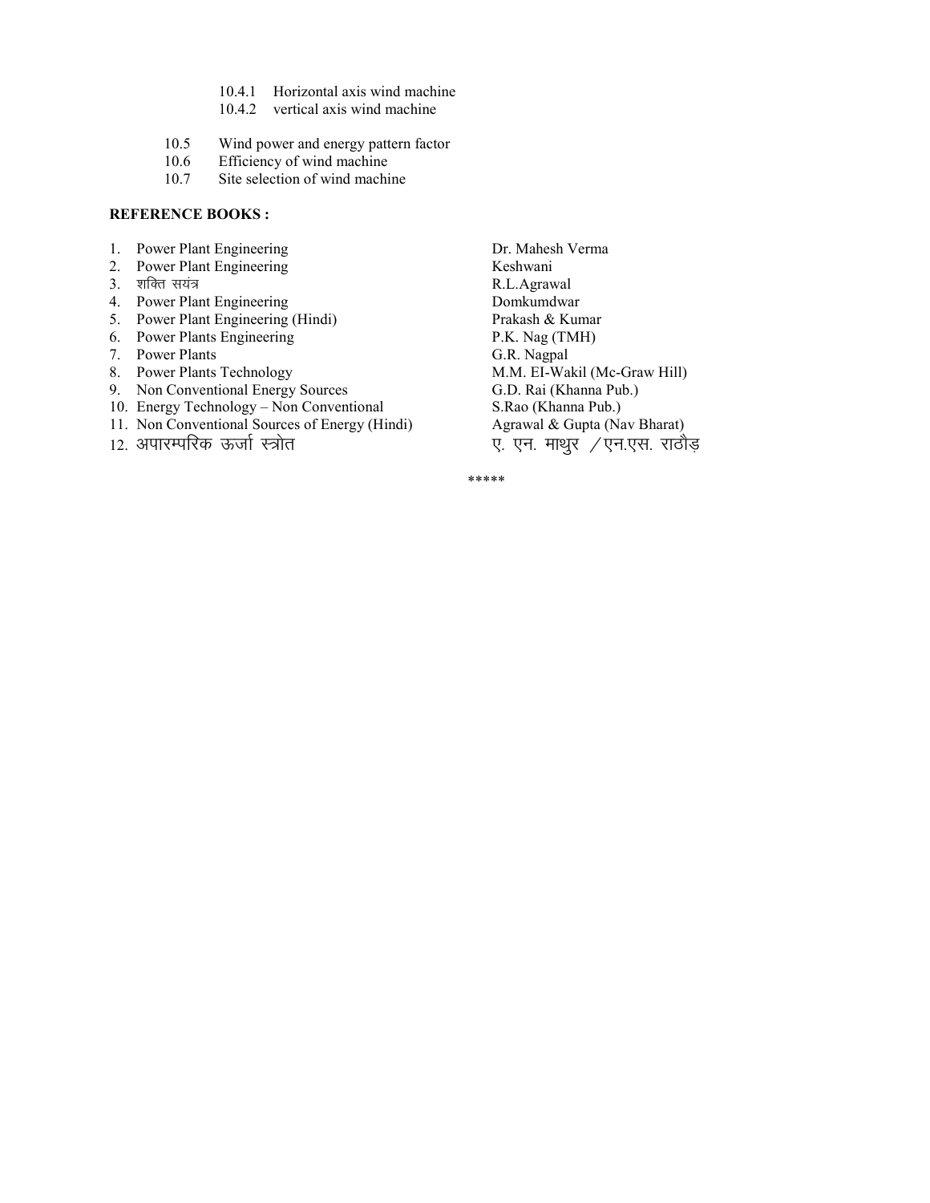- 10.4.1 Horizontal axis wind machine
- 10.4.2 vertical axis wind machine

- 10.5 Wind power and energy pattern factor
- 10.6 Efficiency of wind machine
- 10.7 Site selection of wind machine

**REFERENCE BOOKS :**

| | | |
|---|---|---|
| 1. | Power Plant Engineering | Dr. Mahesh Verma |
| 2. | Power Plant Engineering | Keshwani |
| 3. | शक्ति सयंत्र | R.L.Agrawal |
| 4. | Power Plant Engineering | Domkumdwar |
| 5. | Power Plant Engineering (Hindi) | Prakash & Kumar |
| 6. | Power Plants Engineering | P.K. Nag (TMH) |
| 7. | Power Plants | G.R. Nagpal |
| 8. | Power Plants Technology | M.M. EI-Wakil (Mc-Graw Hill) |
| 9. | Non Conventional Energy Sources | G.D. Rai (Khanna Pub.) |
| 10. | Energy Technology – Non Conventional | S.Rao (Khanna Pub.) |
| 11. | Non Conventional Sources of Energy (Hindi) | Agrawal & Gupta (Nav Bharat) |
| 12. | अपारम्परिक ऊर्जा स्त्रोत | ए. एन. माथुर /एन.एस. राठौड़ |

*****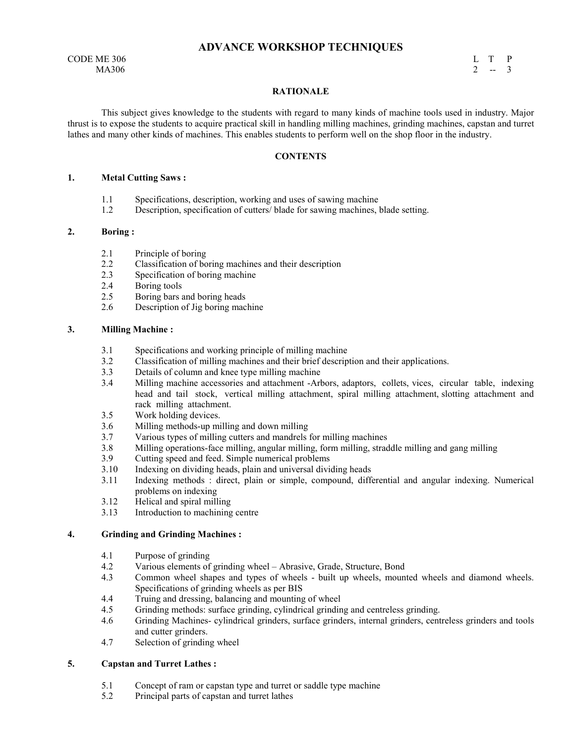# ADVANCE WORKSHOP TECHNIQUES

CODE ME 306
MA306

| L | T | P |
|---|---|---|
| 2 | -- | 3 |

## RATIONALE

This subject gives knowledge to the students with regard to many kinds of machine tools used in industry. Major thrust is to expose the students to acquire practical skill in handling milling machines, grinding machines, capstan and turret lathes and many other kinds of machines. This enables students to perform well on the shop floor in the industry.

## CONTENTS

### 1. Metal Cutting Saws :

1.1 Specifications, description, working and uses of sawing machine
1.2 Description, specification of cutters/ blade for sawing machines, blade setting.

### 2. Boring :

2.1 Principle of boring
2.2 Classification of boring machines and their description
2.3 Specification of boring machine
2.4 Boring tools
2.5 Boring bars and boring heads
2.6 Description of Jig boring machine

### 3. Milling Machine :

3.1 Specifications and working principle of milling machine
3.2 Classification of milling machines and their brief description and their applications.
3.3 Details of column and knee type milling machine
3.4 Milling machine accessories and attachment -Arbors, adaptors, collets, vices, circular table, indexing head and tail stock, vertical milling attachment, spiral milling attachment, slotting attachment and rack milling attachment.
3.5 Work holding devices.
3.6 Milling methods-up milling and down milling
3.7 Various types of milling cutters and mandrels for milling machines
3.8 Milling operations-face milling, angular milling, form milling, straddle milling and gang milling
3.9 Cutting speed and feed. Simple numerical problems
3.10 Indexing on dividing heads, plain and universal dividing heads
3.11 Indexing methods : direct, plain or simple, compound, differential and angular indexing. Numerical problems on indexing
3.12 Helical and spiral milling
3.13 Introduction to machining centre

### 4. Grinding and Grinding Machines :

4.1 Purpose of grinding
4.2 Various elements of grinding wheel – Abrasive, Grade, Structure, Bond
4.3 Common wheel shapes and types of wheels - built up wheels, mounted wheels and diamond wheels. Specifications of grinding wheels as per BIS
4.4 Truing and dressing, balancing and mounting of wheel
4.5 Grinding methods: surface grinding, cylindrical grinding and centreless grinding.
4.6 Grinding Machines- cylindrical grinders, surface grinders, internal grinders, centreless grinders and tools and cutter grinders.
4.7 Selection of grinding wheel

### 5. Capstan and Turret Lathes :

5.1 Concept of ram or capstan type and turret or saddle type machine
5.2 Principal parts of capstan and turret lathes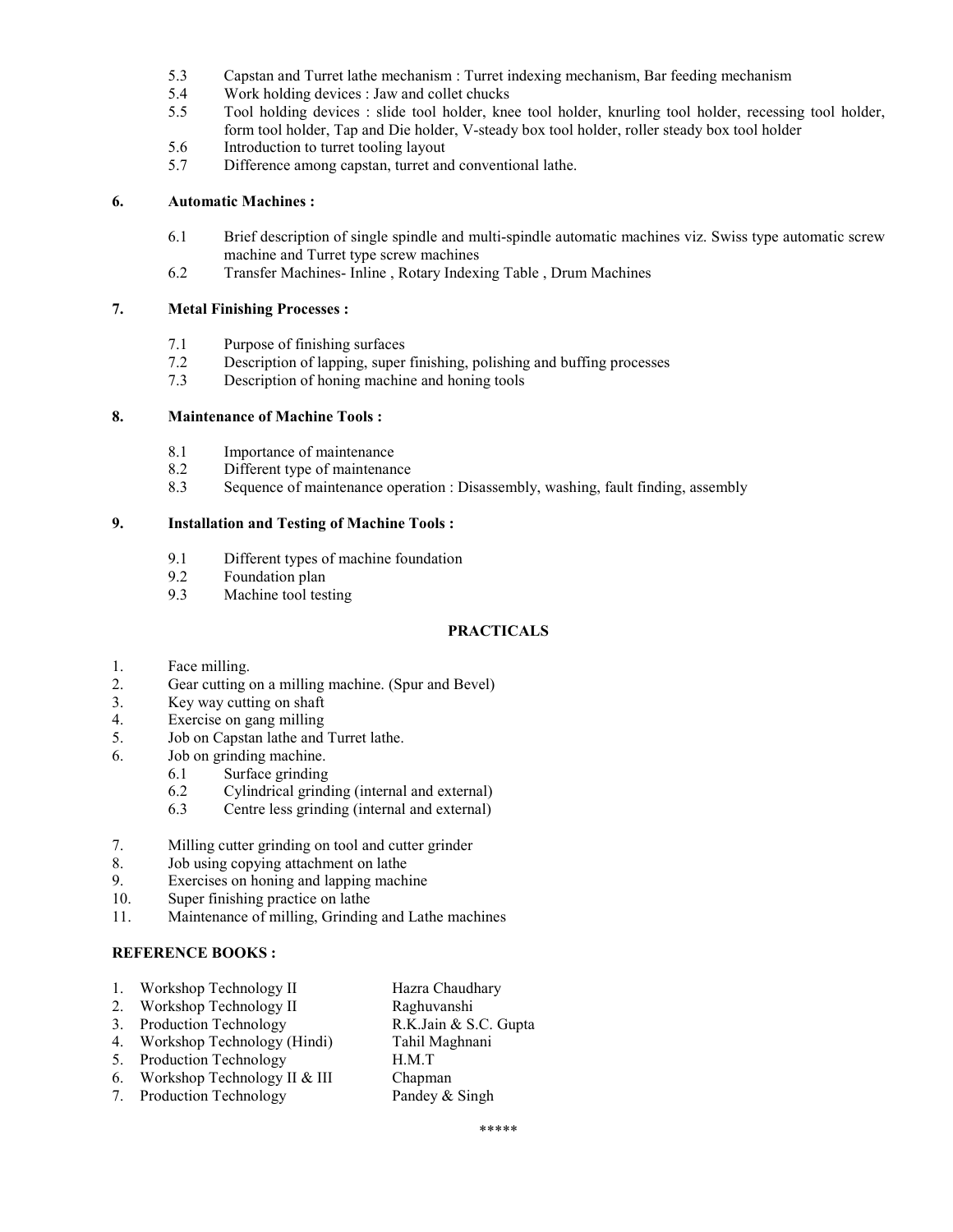5.3 Capstan and Turret lathe mechanism : Turret indexing mechanism, Bar feeding mechanism
5.4 Work holding devices : Jaw and collet chucks
5.5 Tool holding devices : slide tool holder, knee tool holder, knurling tool holder, recessing tool holder, form tool holder, Tap and Die holder, V-steady box tool holder, roller steady box tool holder
5.6 Introduction to turret tooling layout
5.7 Difference among capstan, turret and conventional lathe.

**6. Automatic Machines :**

6.1 Brief description of single spindle and multi-spindle automatic machines viz. Swiss type automatic screw machine and Turret type screw machines
6.2 Transfer Machines- Inline , Rotary Indexing Table , Drum Machines

**7. Metal Finishing Processes :**

7.1 Purpose of finishing surfaces
7.2 Description of lapping, super finishing, polishing and buffing processes
7.3 Description of honing machine and honing tools

**8. Maintenance of Machine Tools :**

8.1 Importance of maintenance
8.2 Different type of maintenance
8.3 Sequence of maintenance operation : Disassembly, washing, fault finding, assembly

**9. Installation and Testing of Machine Tools :**

9.1 Different types of machine foundation
9.2 Foundation plan
9.3 Machine tool testing

## PRACTICALS

1. Face milling.
2. Gear cutting on a milling machine. (Spur and Bevel)
3. Key way cutting on shaft
4. Exercise on gang milling
5. Job on Capstan lathe and Turret lathe.
6. Job on grinding machine.
   6.1 Surface grinding
   6.2 Cylindrical grinding (internal and external)
   6.3 Centre less grinding (internal and external)
7. Milling cutter grinding on tool and cutter grinder
8. Job using copying attachment on lathe
9. Exercises on honing and lapping machine
10. Super finishing practice on lathe
11. Maintenance of milling, Grinding and Lathe machines

**REFERENCE BOOKS :**

| | | |
|---|---|---|
| 1. | Workshop Technology II | Hazra Chaudhary |
| 2. | Workshop Technology II | Raghuvanshi |
| 3. | Production Technology | R.K.Jain & S.C. Gupta |
| 4. | Workshop Technology (Hindi) | Tahil Maghnani |
| 5. | Production Technology | H.M.T |
| 6. | Workshop Technology II & III | Chapman |
| 7. | Production Technology | Pandey & Singh |

*****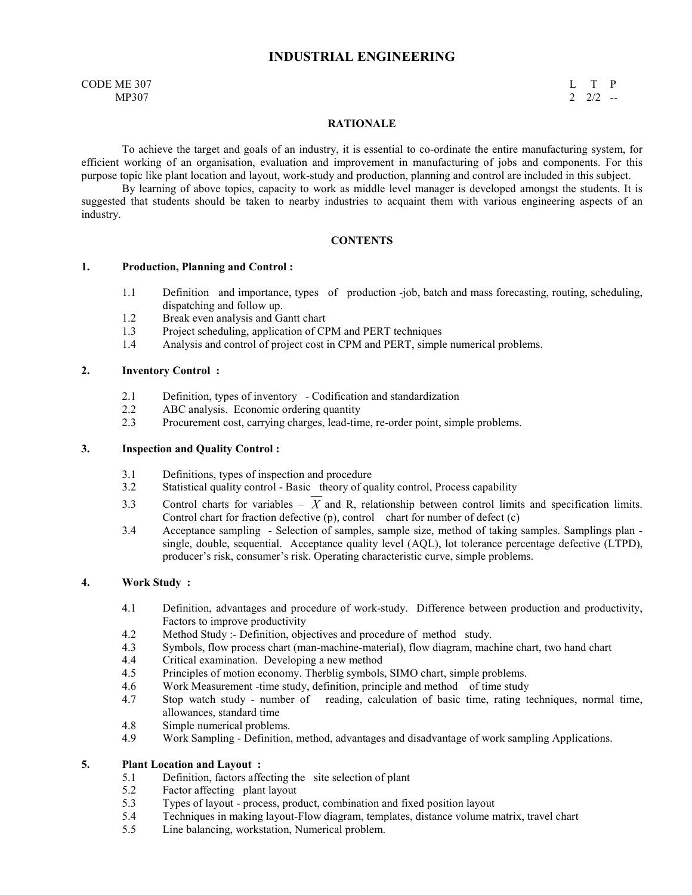# INDUSTRIAL ENGINEERING

CODE ME 307
MP307

| L | T | P |
|---|---|---|
| 2 | 2/2 | -- |

## RATIONALE

To achieve the target and goals of an industry, it is essential to co-ordinate the entire manufacturing system, for efficient working of an organisation, evaluation and improvement in manufacturing of jobs and components. For this purpose topic like plant location and layout, work-study and production, planning and control are included in this subject.

By learning of above topics, capacity to work as middle level manager is developed amongst the students. It is suggested that students should be taken to nearby industries to acquaint them with various engineering aspects of an industry.

## CONTENTS

### 1. Production, Planning and Control :

- 1.1 Definition and importance, types of production -job, batch and mass forecasting, routing, scheduling, dispatching and follow up.
- 1.2 Break even analysis and Gantt chart
- 1.3 Project scheduling, application of CPM and PERT techniques
- 1.4 Analysis and control of project cost in CPM and PERT, simple numerical problems.

### 2. Inventory Control :

- 2.1 Definition, types of inventory - Codification and standardization
- 2.2 ABC analysis. Economic ordering quantity
- 2.3 Procurement cost, carrying charges, lead-time, re-order point, simple problems.

### 3. Inspection and Quality Control :

- 3.1 Definitions, types of inspection and procedure
- 3.2 Statistical quality control - Basic theory of quality control, Process capability
- 3.3 Control charts for variables – $\overline{X}$ and R, relationship between control limits and specification limits. Control chart for fraction defective (p), control chart for number of defect (c)
- 3.4 Acceptance sampling - Selection of samples, sample size, method of taking samples. Samplings plan - single, double, sequential. Acceptance quality level (AQL), lot tolerance percentage defective (LTPD), producer's risk, consumer's risk. Operating characteristic curve, simple problems.

### 4. Work Study :

- 4.1 Definition, advantages and procedure of work-study. Difference between production and productivity, Factors to improve productivity
- 4.2 Method Study :- Definition, objectives and procedure of method study.
- 4.3 Symbols, flow process chart (man-machine-material), flow diagram, machine chart, two hand chart
- 4.4 Critical examination. Developing a new method
- 4.5 Principles of motion economy. Therblig symbols, SIMO chart, simple problems.
- 4.6 Work Measurement -time study, definition, principle and method of time study
- 4.7 Stop watch study - number of reading, calculation of basic time, rating techniques, normal time, allowances, standard time
- 4.8 Simple numerical problems.
- 4.9 Work Sampling - Definition, method, advantages and disadvantage of work sampling Applications.

### 5. Plant Location and Layout :

- 5.1 Definition, factors affecting the site selection of plant
- 5.2 Factor affecting plant layout
- 5.3 Types of layout - process, product, combination and fixed position layout
- 5.4 Techniques in making layout-Flow diagram, templates, distance volume matrix, travel chart
- 5.5 Line balancing, workstation, Numerical problem.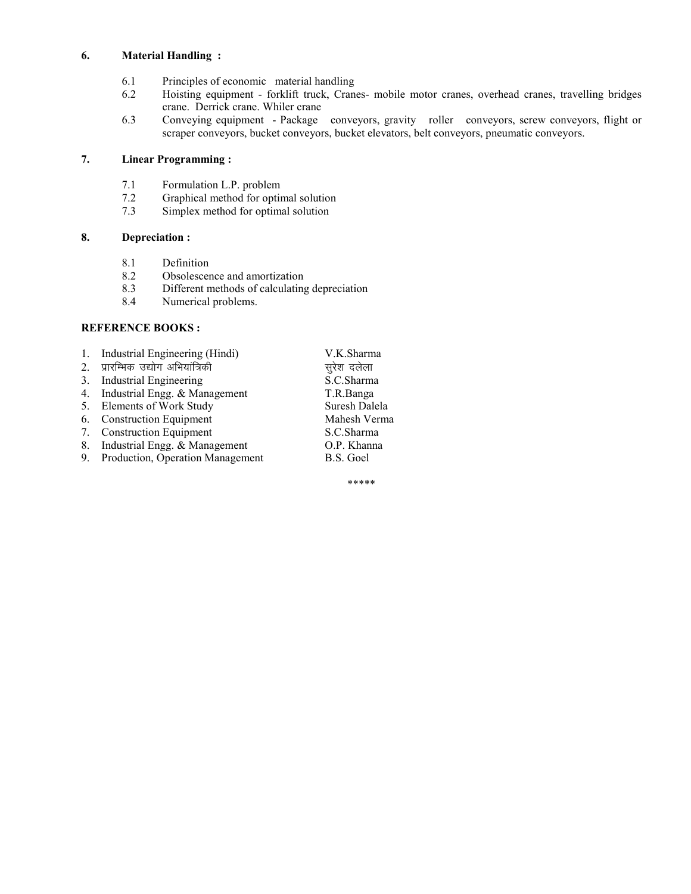**6. Material Handling :**

6.1 Principles of economic material handling

6.2 Hoisting equipment - forklift truck, Cranes- mobile motor cranes, overhead cranes, travelling bridges crane. Derrick crane. Whiler crane

6.3 Conveying equipment - Package conveyors, gravity roller conveyors, screw conveyors, flight or scraper conveyors, bucket conveyors, bucket elevators, belt conveyors, pneumatic conveyors.

**7. Linear Programming :**

7.1 Formulation L.P. problem

7.2 Graphical method for optimal solution

7.3 Simplex method for optimal solution

**8. Depreciation :**

8.1 Definition

8.2 Obsolescence and amortization

8.3 Different methods of calculating depreciation

8.4 Numerical problems.

**REFERENCE BOOKS :**

| | | |
|---|---|---|
| 1. | Industrial Engineering (Hindi) | V.K.Sharma |
| 2. | प्रारम्भिक उद्योग अभियांत्रिकी | सुरेश दलेला |
| 3. | Industrial Engineering | S.C.Sharma |
| 4. | Industrial Engg. & Management | T.R.Banga |
| 5. | Elements of Work Study | Suresh Dalela |
| 6. | Construction Equipment | Mahesh Verma |
| 7. | Construction Equipment | S.C.Sharma |
| 8. | Industrial Engg. & Management | O.P. Khanna |
| 9. | Production, Operation Management | B.S. Goel |

*****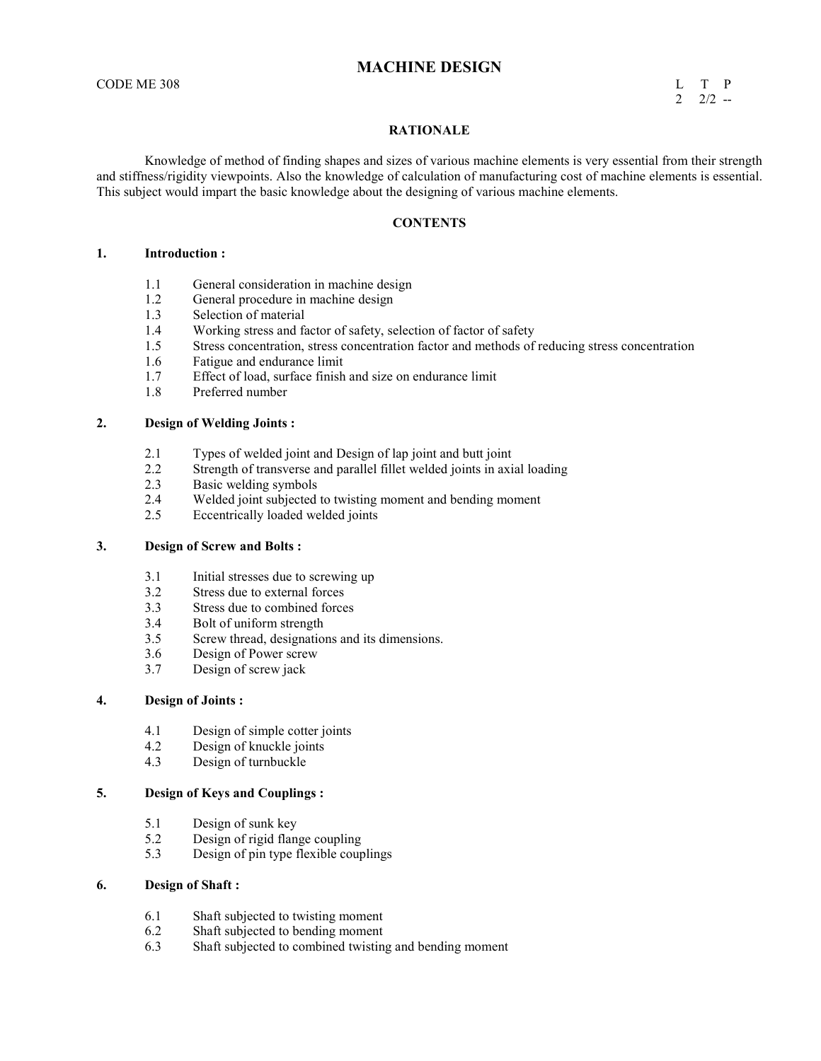# MACHINE DESIGN

CODE ME 308

| L | T | P |
|---|---|---|
| 2 | 2/2 | -- |

## RATIONALE

Knowledge of method of finding shapes and sizes of various machine elements is very essential from their strength and stiffness/rigidity viewpoints. Also the knowledge of calculation of manufacturing cost of machine elements is essential. This subject would impart the basic knowledge about the designing of various machine elements.

## CONTENTS

### 1. Introduction :

- 1.1 General consideration in machine design
- 1.2 General procedure in machine design
- 1.3 Selection of material
- 1.4 Working stress and factor of safety, selection of factor of safety
- 1.5 Stress concentration, stress concentration factor and methods of reducing stress concentration
- 1.6 Fatigue and endurance limit
- 1.7 Effect of load, surface finish and size on endurance limit
- 1.8 Preferred number

### 2. Design of Welding Joints :

- 2.1 Types of welded joint and Design of lap joint and butt joint
- 2.2 Strength of transverse and parallel fillet welded joints in axial loading
- 2.3 Basic welding symbols
- 2.4 Welded joint subjected to twisting moment and bending moment
- 2.5 Eccentrically loaded welded joints

### 3. Design of Screw and Bolts :

- 3.1 Initial stresses due to screwing up
- 3.2 Stress due to external forces
- 3.3 Stress due to combined forces
- 3.4 Bolt of uniform strength
- 3.5 Screw thread, designations and its dimensions.
- 3.6 Design of Power screw
- 3.7 Design of screw jack

### 4. Design of Joints :

- 4.1 Design of simple cotter joints
- 4.2 Design of knuckle joints
- 4.3 Design of turnbuckle

### 5. Design of Keys and Couplings :

- 5.1 Design of sunk key
- 5.2 Design of rigid flange coupling
- 5.3 Design of pin type flexible couplings

### 6. Design of Shaft :

- 6.1 Shaft subjected to twisting moment
- 6.2 Shaft subjected to bending moment
- 6.3 Shaft subjected to combined twisting and bending moment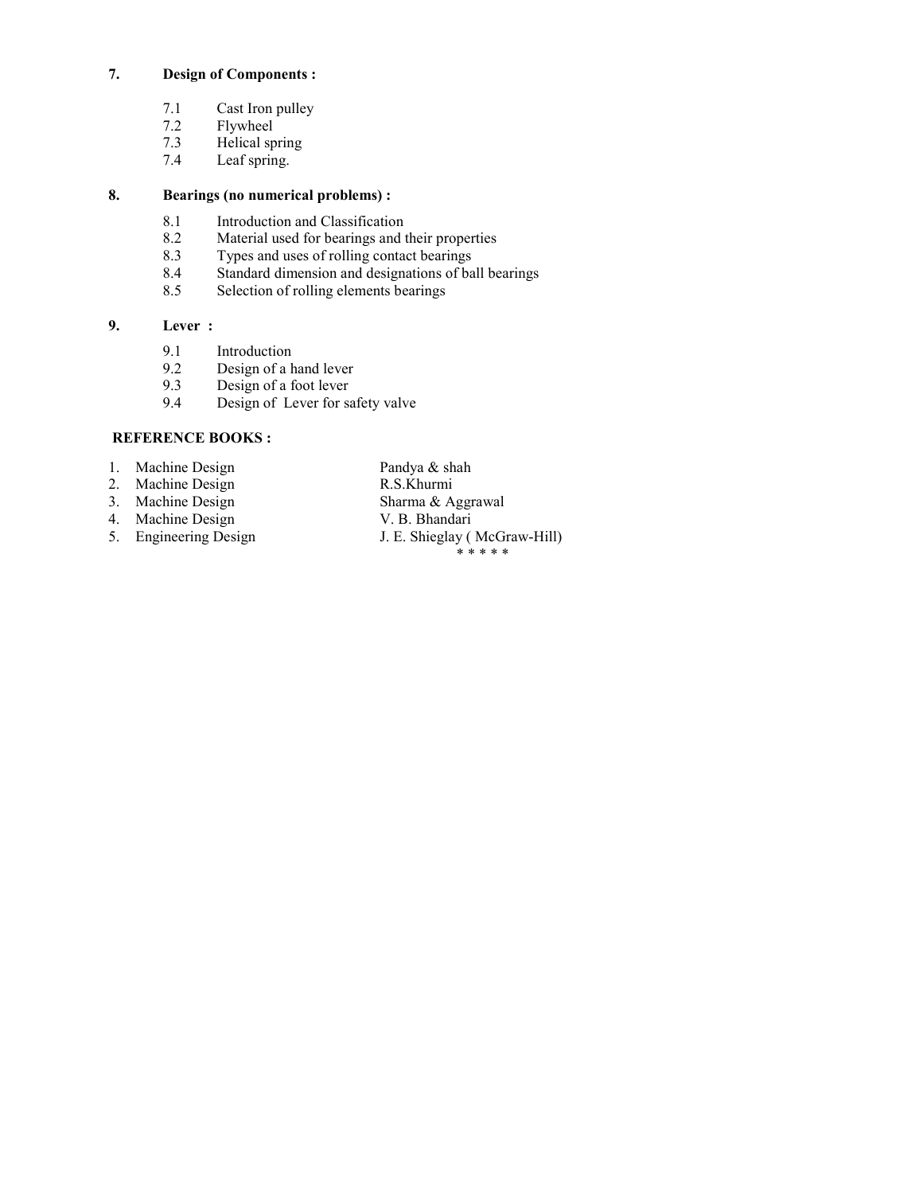**7. Design of Components :**

- 7.1 Cast Iron pulley
- 7.2 Flywheel
- 7.3 Helical spring
- 7.4 Leaf spring.

**8. Bearings (no numerical problems) :**

- 8.1 Introduction and Classification
- 8.2 Material used for bearings and their properties
- 8.3 Types and uses of rolling contact bearings
- 8.4 Standard dimension and designations of ball bearings
- 8.5 Selection of rolling elements bearings

**9. Lever :**

- 9.1 Introduction
- 9.2 Design of a hand lever
- 9.3 Design of a foot lever
- 9.4 Design of Lever for safety valve

**REFERENCE BOOKS :**

| | | |
|---|---|---|
| 1. | Machine Design | Pandya & shah |
| 2. | Machine Design | R.S.Khurmi |
| 3. | Machine Design | Sharma & Aggrawal |
| 4. | Machine Design | V. B. Bhandari |
| 5. | Engineering Design | J. E. Shieglay ( McGraw-Hill) |

* * * * *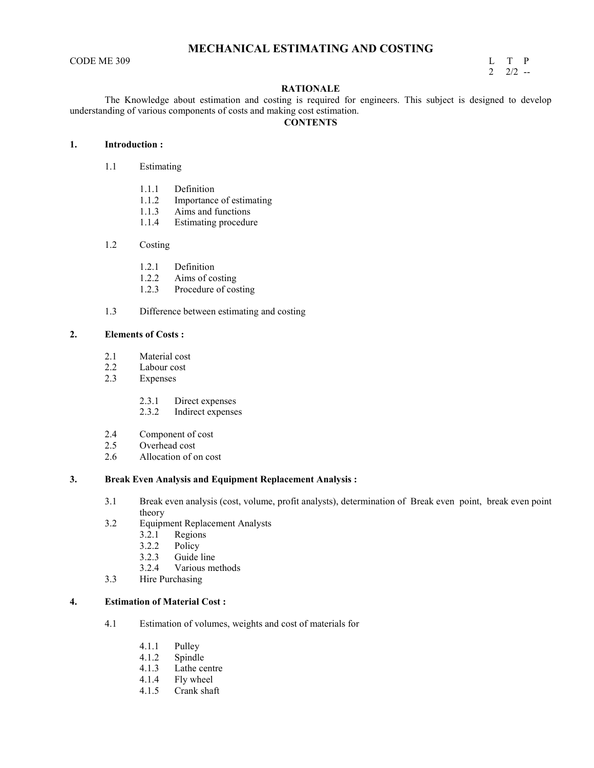# MECHANICAL ESTIMATING AND COSTING

CODE ME 309

| L | T | P |
|---|---|---|
| 2 | 2/2 | -- |

## RATIONALE

The Knowledge about estimation and costing is required for engineers. This subject is designed to develop understanding of various components of costs and making cost estimation.

## CONTENTS

**1. Introduction :**

1.1 Estimating

- 1.1.1 Definition
- 1.1.2 Importance of estimating
- 1.1.3 Aims and functions
- 1.1.4 Estimating procedure

1.2 Costing

- 1.2.1 Definition
- 1.2.2 Aims of costing
- 1.2.3 Procedure of costing

1.3 Difference between estimating and costing

**2. Elements of Costs :**

2.1 Material cost

2.2 Labour cost

2.3 Expenses

- 2.3.1 Direct expenses
- 2.3.2 Indirect expenses

2.4 Component of cost

2.5 Overhead cost

2.6 Allocation of on cost

**3. Break Even Analysis and Equipment Replacement Analysis :**

3.1 Break even analysis (cost, volume, profit analysts), determination of Break even point, break even point theory

3.2 Equipment Replacement Analysts

- 3.2.1 Regions
- 3.2.2 Policy
- 3.2.3 Guide line
- 3.2.4 Various methods

3.3 Hire Purchasing

**4. Estimation of Material Cost :**

4.1 Estimation of volumes, weights and cost of materials for

- 4.1.1 Pulley
- 4.1.2 Spindle
- 4.1.3 Lathe centre
- 4.1.4 Fly wheel
- 4.1.5 Crank shaft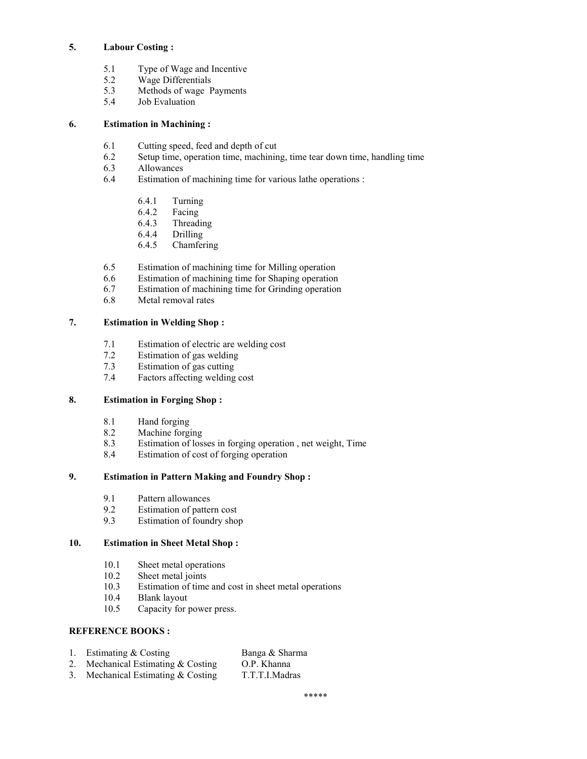**5. Labour Costing :**

- 5.1 Type of Wage and Incentive
- 5.2 Wage Differentials
- 5.3 Methods of wage Payments
- 5.4 Job Evaluation

**6. Estimation in Machining :**

- 6.1 Cutting speed, feed and depth of cut
- 6.2 Setup time, operation time, machining, time tear down time, handling time
- 6.3 Allowances
- 6.4 Estimation of machining time for various lathe operations :
  - 6.4.1 Turning
  - 6.4.2 Facing
  - 6.4.3 Threading
  - 6.4.4 Drilling
  - 6.4.5 Chamfering
- 6.5 Estimation of machining time for Milling operation
- 6.6 Estimation of machining time for Shaping operation
- 6.7 Estimation of machining time for Grinding operation
- 6.8 Metal removal rates

**7. Estimation in Welding Shop :**

- 7.1 Estimation of electric are welding cost
- 7.2 Estimation of gas welding
- 7.3 Estimation of gas cutting
- 7.4 Factors affecting welding cost

**8. Estimation in Forging Shop :**

- 8.1 Hand forging
- 8.2 Machine forging
- 8.3 Estimation of losses in forging operation , net weight, Time
- 8.4 Estimation of cost of forging operation

**9. Estimation in Pattern Making and Foundry Shop :**

- 9.1 Pattern allowances
- 9.2 Estimation of pattern cost
- 9.3 Estimation of foundry shop

**10. Estimation in Sheet Metal Shop :**

- 10.1 Sheet metal operations
- 10.2 Sheet metal joints
- 10.3 Estimation of time and cost in sheet metal operations
- 10.4 Blank layout
- 10.5 Capacity for power press.

**REFERENCE BOOKS :**

| | Title | Author |
|---|---|---|
| 1. | Estimating & Costing | Banga & Sharma |
| 2. | Mechanical Estimating & Costing | O.P. Khanna |
| 3. | Mechanical Estimating & Costing | T.T.T.I.Madras |

*****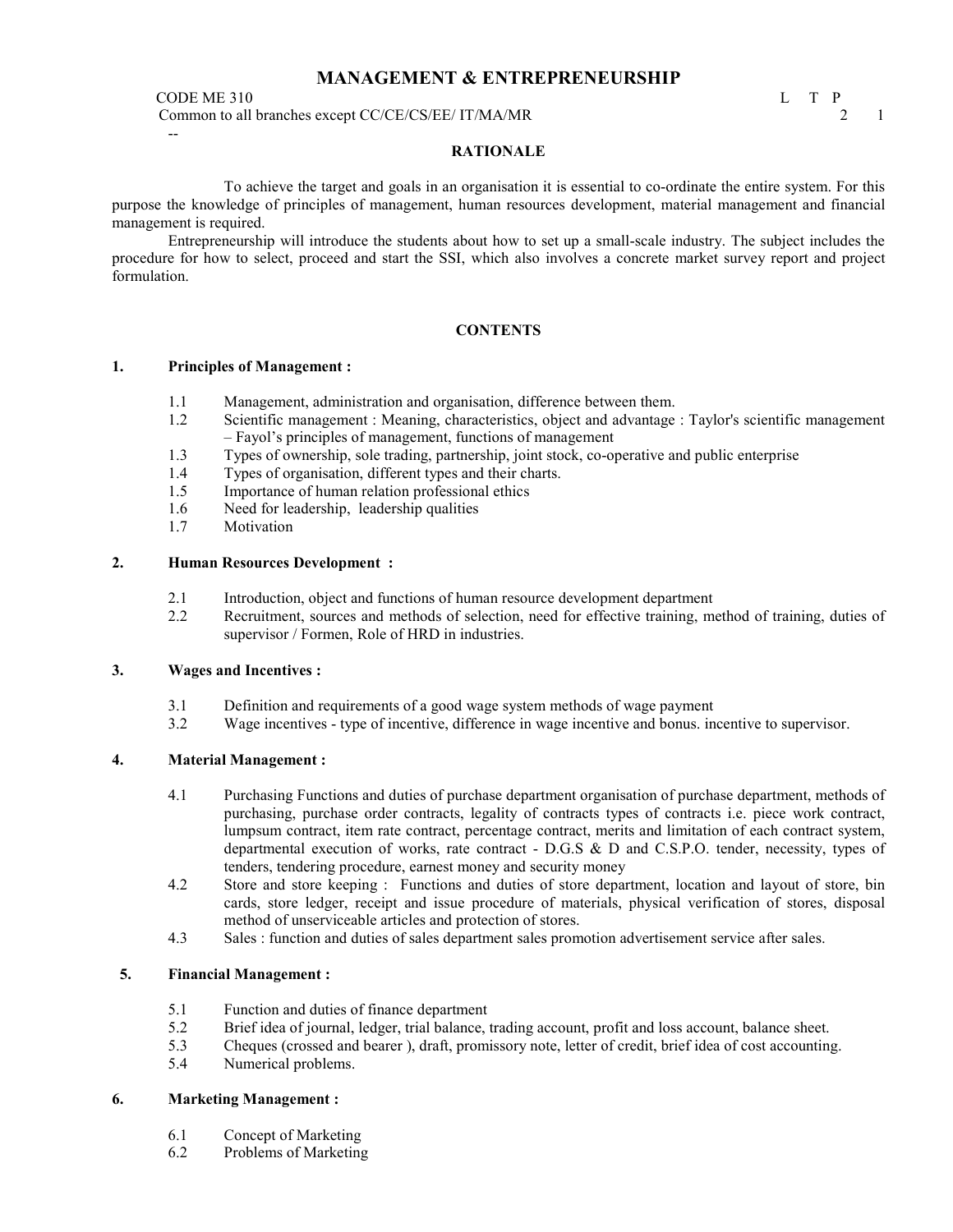# MANAGEMENT & ENTREPRENEURSHIP

CODE ME 310

Common to all branches except CC/CE/CS/EE/ IT/MA/MR

--

| L | T | P |
|---|---|---|
| 2 | | 1 |

## RATIONALE

To achieve the target and goals in an organisation it is essential to co-ordinate the entire system. For this purpose the knowledge of principles of management, human resources development, material management and financial management is required.

Entrepreneurship will introduce the students about how to set up a small-scale industry. The subject includes the procedure for how to select, proceed and start the SSI, which also involves a concrete market survey report and project formulation.

## CONTENTS

### 1. Principles of Management :

1.1 Management, administration and organisation, difference between them.

1.2 Scientific management : Meaning, characteristics, object and advantage : Taylor's scientific management – Fayol's principles of management, functions of management

1.3 Types of ownership, sole trading, partnership, joint stock, co-operative and public enterprise

1.4 Types of organisation, different types and their charts.

1.5 Importance of human relation professional ethics

1.6 Need for leadership, leadership qualities

1.7 Motivation

### 2. Human Resources Development :

2.1 Introduction, object and functions of human resource development department

2.2 Recruitment, sources and methods of selection, need for effective training, method of training, duties of supervisor / Formen, Role of HRD in industries.

### 3. Wages and Incentives :

3.1 Definition and requirements of a good wage system methods of wage payment

3.2 Wage incentives - type of incentive, difference in wage incentive and bonus. incentive to supervisor.

### 4. Material Management :

4.1 Purchasing Functions and duties of purchase department organisation of purchase department, methods of purchasing, purchase order contracts, legality of contracts types of contracts i.e. piece work contract, lumpsum contract, item rate contract, percentage contract, merits and limitation of each contract system, departmental execution of works, rate contract - D.G.S & D and C.S.P.O. tender, necessity, types of tenders, tendering procedure, earnest money and security money

4.2 Store and store keeping : Functions and duties of store department, location and layout of store, bin cards, store ledger, receipt and issue procedure of materials, physical verification of stores, disposal method of unserviceable articles and protection of stores.

4.3 Sales : function and duties of sales department sales promotion advertisement service after sales.

### 5. Financial Management :

5.1 Function and duties of finance department

5.2 Brief idea of journal, ledger, trial balance, trading account, profit and loss account, balance sheet.

5.3 Cheques (crossed and bearer ), draft, promissory note, letter of credit, brief idea of cost accounting.

5.4 Numerical problems.

### 6. Marketing Management :

6.1 Concept of Marketing

6.2 Problems of Marketing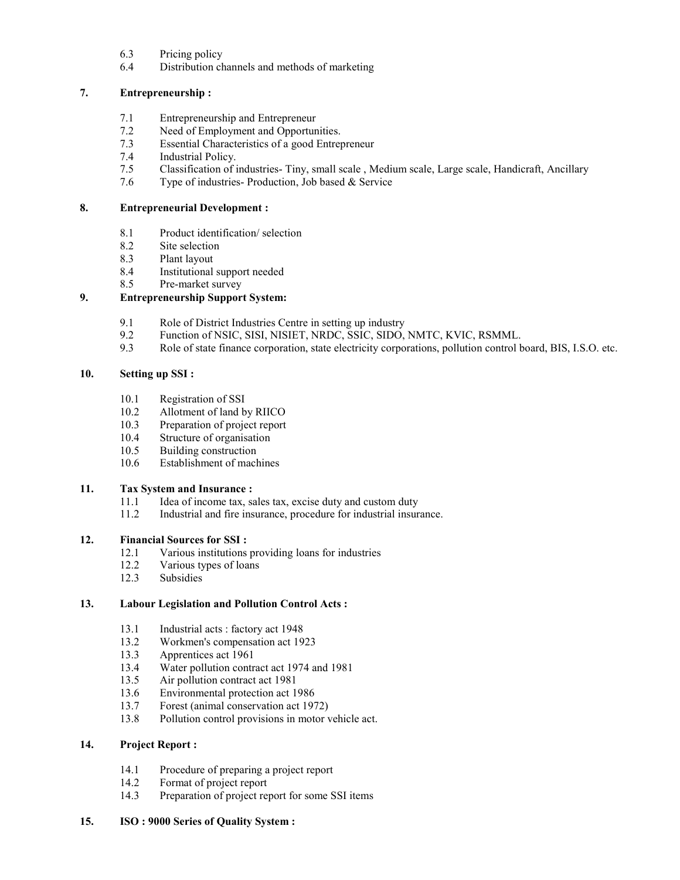6.3 Pricing policy
6.4 Distribution channels and methods of marketing

**7. Entrepreneurship :**

7.1 Entrepreneurship and Entrepreneur
7.2 Need of Employment and Opportunities.
7.3 Essential Characteristics of a good Entrepreneur
7.4 Industrial Policy.
7.5 Classification of industries- Tiny, small scale , Medium scale, Large scale, Handicraft, Ancillary
7.6 Type of industries- Production, Job based & Service

**8. Entrepreneurial Development :**

8.1 Product identification/ selection
8.2 Site selection
8.3 Plant layout
8.4 Institutional support needed
8.5 Pre-market survey

**9. Entrepreneurship Support System:**

9.1 Role of District Industries Centre in setting up industry
9.2 Function of NSIC, SISI, NISIET, NRDC, SSIC, SIDO, NMTC, KVIC, RSMML.
9.3 Role of state finance corporation, state electricity corporations, pollution control board, BIS, I.S.O. etc.

**10. Setting up SSI :**

10.1 Registration of SSI
10.2 Allotment of land by RIICO
10.3 Preparation of project report
10.4 Structure of organisation
10.5 Building construction
10.6 Establishment of machines

**11. Tax System and Insurance :**

11.1 Idea of income tax, sales tax, excise duty and custom duty
11.2 Industrial and fire insurance, procedure for industrial insurance.

**12. Financial Sources for SSI :**

12.1 Various institutions providing loans for industries
12.2 Various types of loans
12.3 Subsidies

**13. Labour Legislation and Pollution Control Acts :**

13.1 Industrial acts : factory act 1948
13.2 Workmen's compensation act 1923
13.3 Apprentices act 1961
13.4 Water pollution contract act 1974 and 1981
13.5 Air pollution contract act 1981
13.6 Environmental protection act 1986
13.7 Forest (animal conservation act 1972)
13.8 Pollution control provisions in motor vehicle act.

**14. Project Report :**

14.1 Procedure of preparing a project report
14.2 Format of project report
14.3 Preparation of project report for some SSI items

**15. ISO : 9000 Series of Quality System :**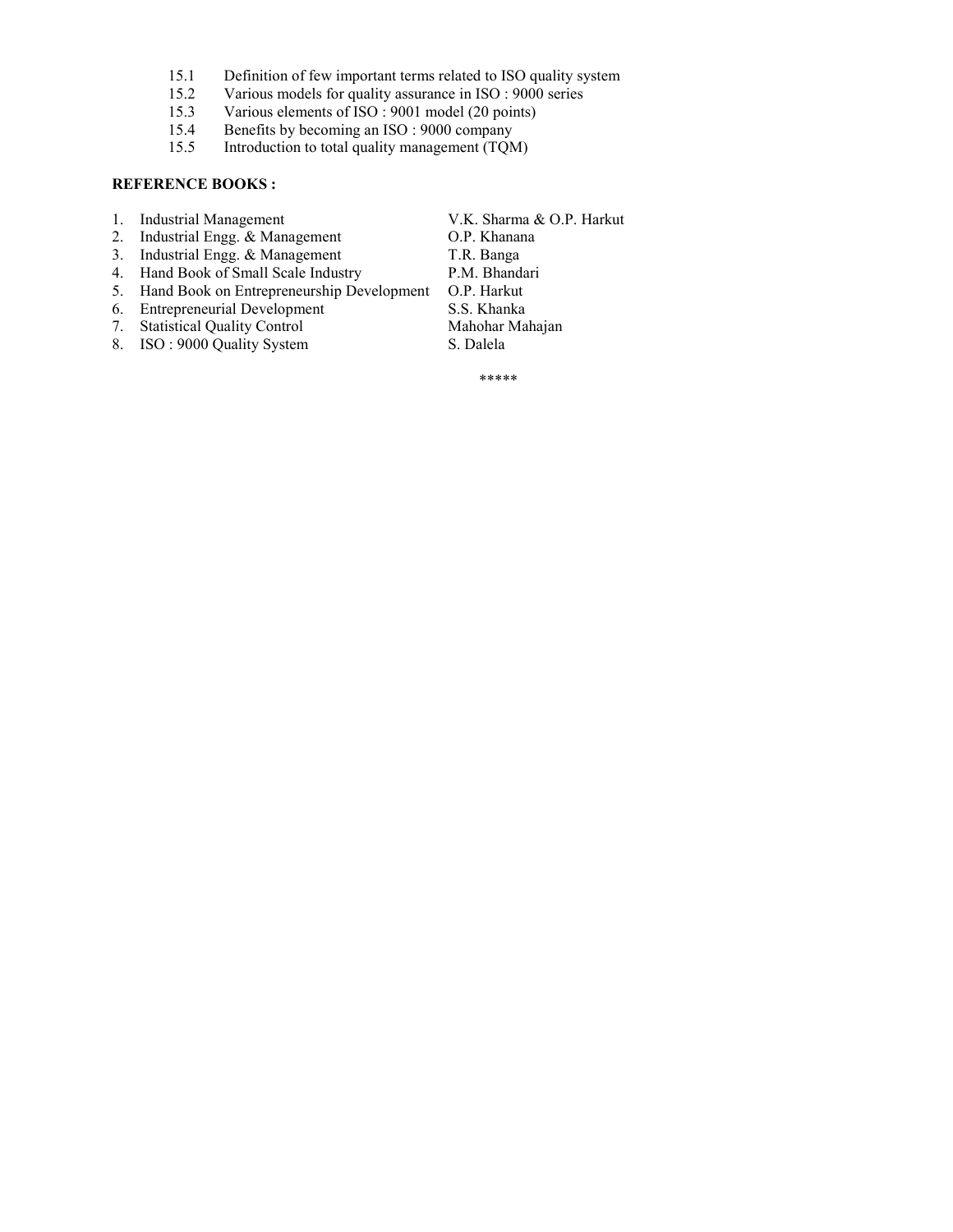15.1 Definition of few important terms related to ISO quality system
15.2 Various models for quality assurance in ISO : 9000 series
15.3 Various elements of ISO : 9001 model (20 points)
15.4 Benefits by becoming an ISO : 9000 company
15.5 Introduction to total quality management (TQM)

**REFERENCE BOOKS :**

| | | |
|---|---|---|
| 1. | Industrial Management | V.K. Sharma & O.P. Harkut |
| 2. | Industrial Engg. & Management | O.P. Khanana |
| 3. | Industrial Engg. & Management | T.R. Banga |
| 4. | Hand Book of Small Scale Industry | P.M. Bhandari |
| 5. | Hand Book on Entrepreneurship Development | O.P. Harkut |
| 6. | Entrepreneurial Development | S.S. Khanka |
| 7. | Statistical Quality Control | Mahohar Mahajan |
| 8. | ISO : 9000 Quality System | S. Dalela |

*****